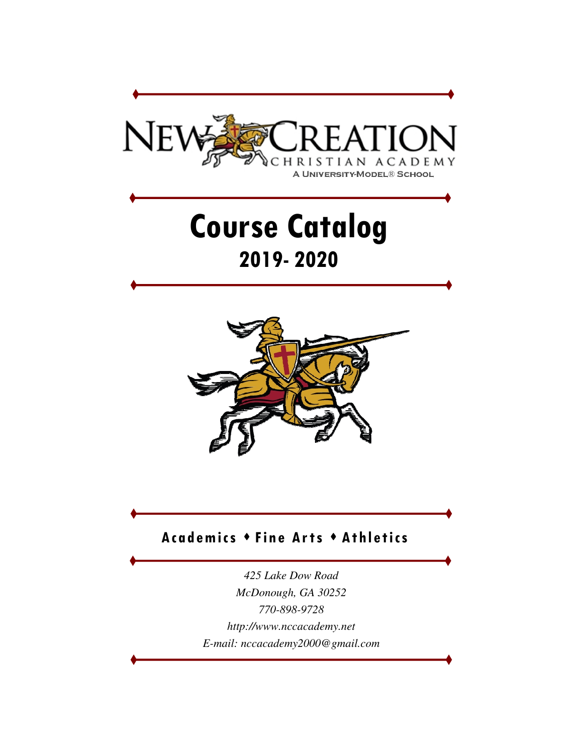# NEW CREATION CHRISTIAN ACADEMY

A UNIVERSITY-MODEL® SCHOOL

# Course Catalog

## 2019- 2020

**Academics ♦ Fine Arts ♦ Athletics**

*425 Lake Dow Road*
*McDonough, GA 30252*
*770-898-9728*
*http://www.nccacademy.net*
*E-mail: nccacademy2000@gmail.com*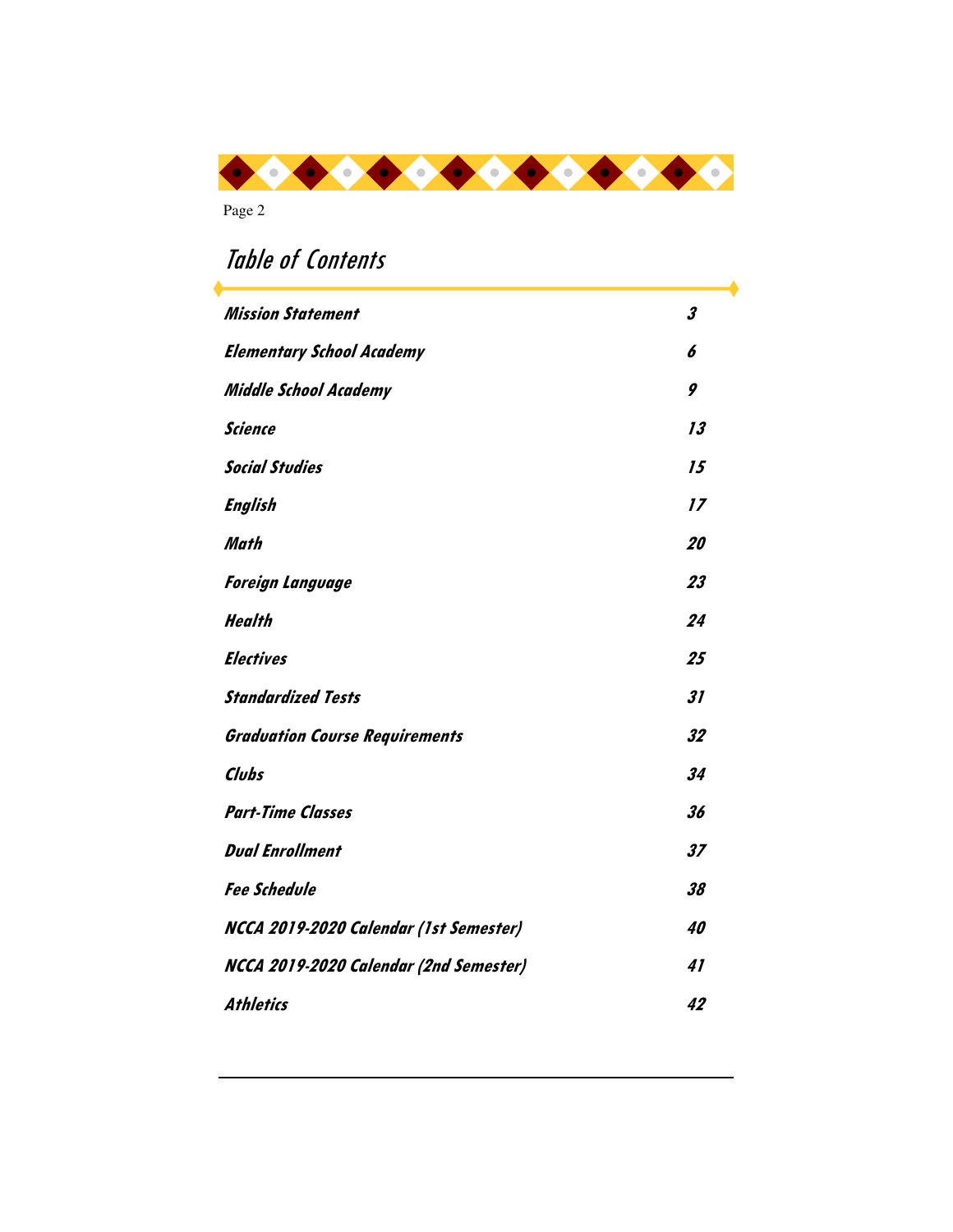# Table of Contents

| | |
|---|---|
| **Mission Statement** | **3** |
| **Elementary School Academy** | **6** |
| **Middle School Academy** | **9** |
| **Science** | **13** |
| **Social Studies** | **15** |
| **English** | **17** |
| **Math** | **20** |
| **Foreign Language** | **23** |
| **Health** | **24** |
| **Electives** | **25** |
| **Standardized Tests** | **31** |
| **Graduation Course Requirements** | **32** |
| **Clubs** | **34** |
| **Part-Time Classes** | **36** |
| **Dual Enrollment** | **37** |
| **Fee Schedule** | **38** |
| **NCCA 2019-2020 Calendar (1st Semester)** | **40** |
| **NCCA 2019-2020 Calendar (2nd Semester)** | **41** |
| **Athletics** | **42** |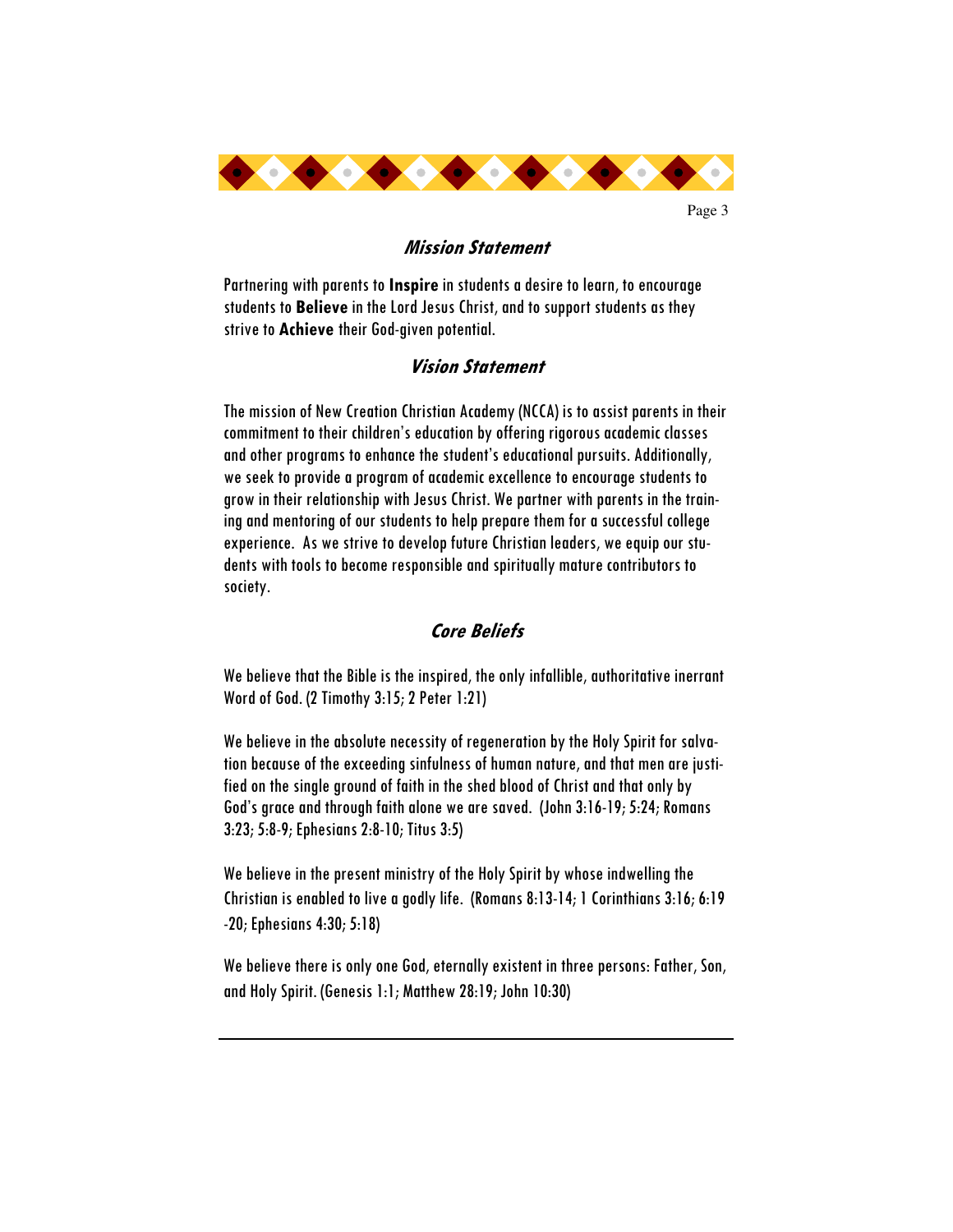## *Mission Statement*

Partnering with parents to **Inspire** in students a desire to learn, to encourage students to **Believe** in the Lord Jesus Christ, and to support students as they strive to **Achieve** their God-given potential.

## *Vision Statement*

The mission of New Creation Christian Academy (NCCA) is to assist parents in their commitment to their children's education by offering rigorous academic classes and other programs to enhance the student's educational pursuits. Additionally, we seek to provide a program of academic excellence to encourage students to grow in their relationship with Jesus Christ. We partner with parents in the training and mentoring of our students to help prepare them for a successful college experience. As we strive to develop future Christian leaders, we equip our students with tools to become responsible and spiritually mature contributors to society.

## *Core Beliefs*

We believe that the Bible is the inspired, the only infallible, authoritative inerrant Word of God. (2 Timothy 3:15; 2 Peter 1:21)

We believe in the absolute necessity of regeneration by the Holy Spirit for salvation because of the exceeding sinfulness of human nature, and that men are justified on the single ground of faith in the shed blood of Christ and that only by God's grace and through faith alone we are saved. (John 3:16-19; 5:24; Romans 3:23; 5:8-9; Ephesians 2:8-10; Titus 3:5)

We believe in the present ministry of the Holy Spirit by whose indwelling the Christian is enabled to live a godly life. (Romans 8:13-14; 1 Corinthians 3:16; 6:19-20; Ephesians 4:30; 5:18)

We believe there is only one God, eternally existent in three persons: Father, Son, and Holy Spirit. (Genesis 1:1; Matthew 28:19; John 10:30)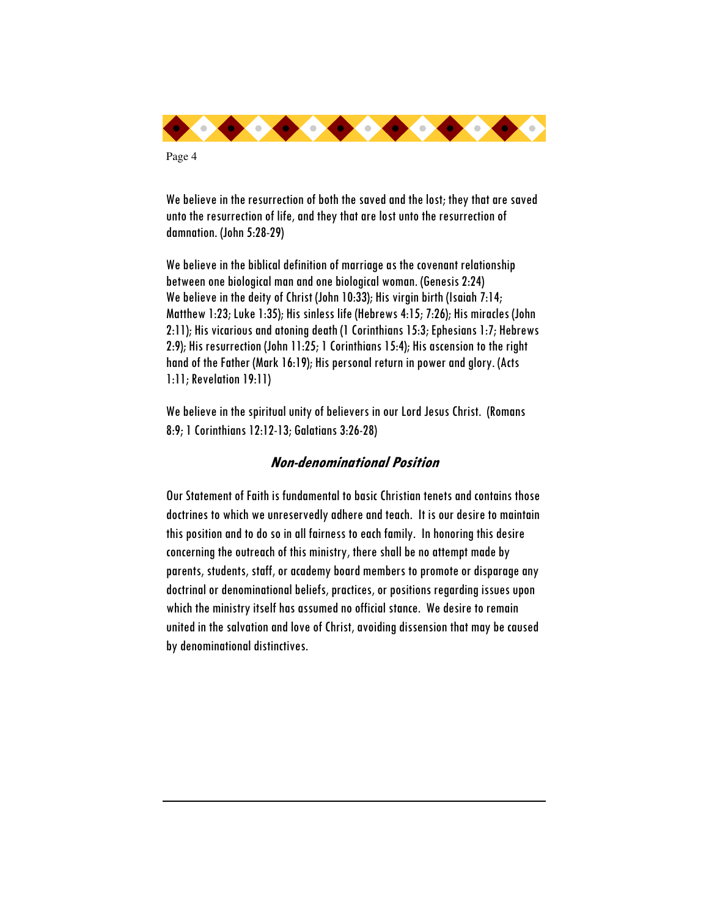We believe in the resurrection of both the saved and the lost; they that are saved unto the resurrection of life, and they that are lost unto the resurrection of damnation. (John 5:28-29)

We believe in the biblical definition of marriage as the covenant relationship between one biological man and one biological woman. (Genesis 2:24)
We believe in the deity of Christ (John 10:33); His virgin birth (Isaiah 7:14; Matthew 1:23; Luke 1:35); His sinless life (Hebrews 4:15; 7:26); His miracles (John 2:11); His vicarious and atoning death (1 Corinthians 15:3; Ephesians 1:7; Hebrews 2:9); His resurrection (John 11:25; 1 Corinthians 15:4); His ascension to the right hand of the Father (Mark 16:19); His personal return in power and glory. (Acts 1:11; Revelation 19:11)

We believe in the spiritual unity of believers in our Lord Jesus Christ. (Romans 8:9; 1 Corinthians 12:12-13; Galatians 3:26-28)

## *Non-denominational Position*

Our Statement of Faith is fundamental to basic Christian tenets and contains those doctrines to which we unreservedly adhere and teach. It is our desire to maintain this position and to do so in all fairness to each family. In honoring this desire concerning the outreach of this ministry, there shall be no attempt made by parents, students, staff, or academy board members to promote or disparage any doctrinal or denominational beliefs, practices, or positions regarding issues upon which the ministry itself has assumed no official stance. We desire to remain united in the salvation and love of Christ, avoiding dissension that may be caused by denominational distinctives.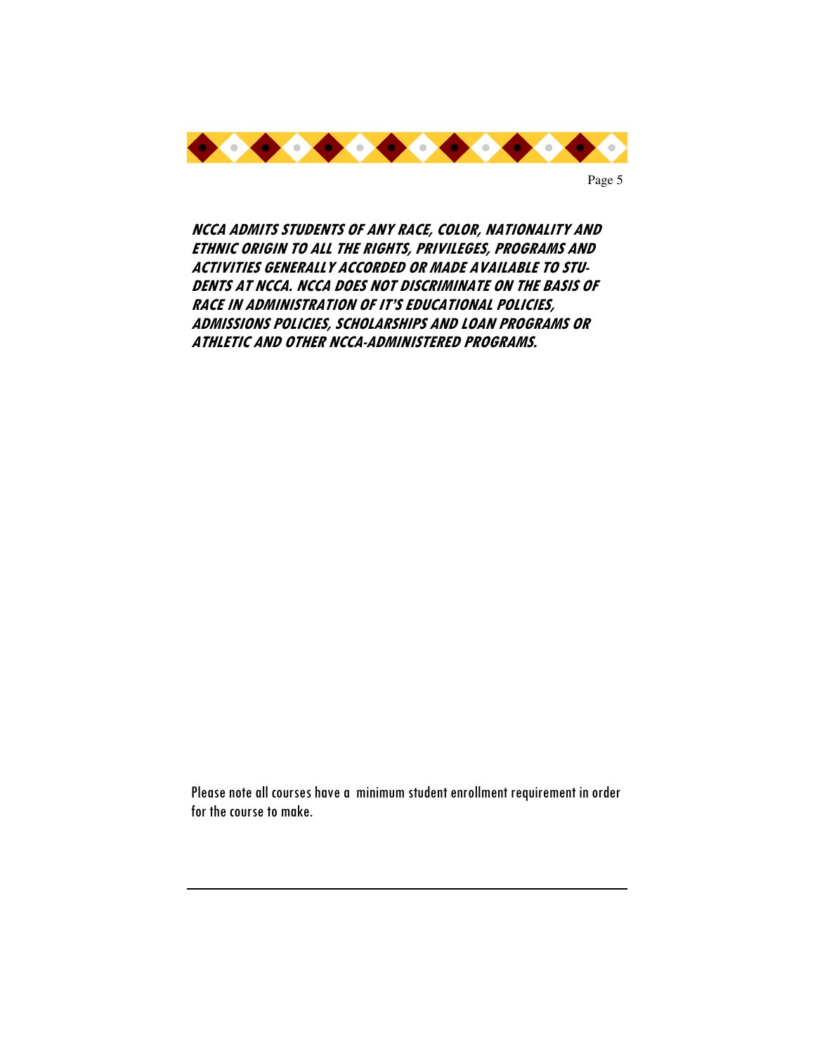***NCCA ADMITS STUDENTS OF ANY RACE, COLOR, NATIONALITY AND ETHNIC ORIGIN TO ALL THE RIGHTS, PRIVILEGES, PROGRAMS AND ACTIVITIES GENERALLY ACCORDED OR MADE AVAILABLE TO STUDENTS AT NCCA. NCCA DOES NOT DISCRIMINATE ON THE BASIS OF RACE IN ADMINISTRATION OF IT'S EDUCATIONAL POLICIES, ADMISSIONS POLICIES, SCHOLARSHIPS AND LOAN PROGRAMS OR ATHLETIC AND OTHER NCCA-ADMINISTERED PROGRAMS.***

Please note all courses have a minimum student enrollment requirement in order for the course to make.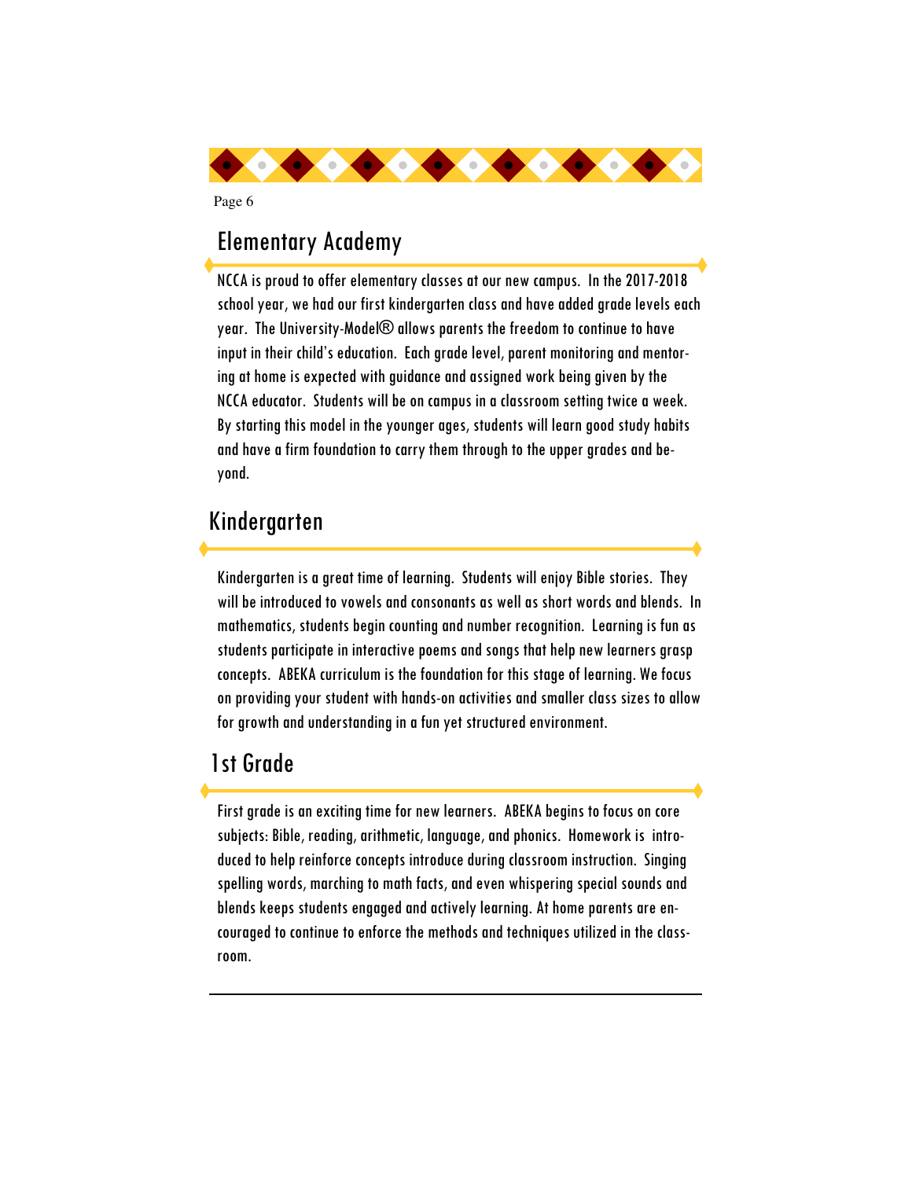## Elementary Academy

NCCA is proud to offer elementary classes at our new campus. In the 2017-2018 school year, we had our first kindergarten class and have added grade levels each year. The University-Model® allows parents the freedom to continue to have input in their child's education. Each grade level, parent monitoring and mentoring at home is expected with guidance and assigned work being given by the NCCA educator. Students will be on campus in a classroom setting twice a week. By starting this model in the younger ages, students will learn good study habits and have a firm foundation to carry them through to the upper grades and beyond.

## Kindergarten

Kindergarten is a great time of learning. Students will enjoy Bible stories. They will be introduced to vowels and consonants as well as short words and blends. In mathematics, students begin counting and number recognition. Learning is fun as students participate in interactive poems and songs that help new learners grasp concepts. ABEKA curriculum is the foundation for this stage of learning. We focus on providing your student with hands-on activities and smaller class sizes to allow for growth and understanding in a fun yet structured environment.

## 1st Grade

First grade is an exciting time for new learners. ABEKA begins to focus on core subjects: Bible, reading, arithmetic, language, and phonics. Homework is introduced to help reinforce concepts introduce during classroom instruction. Singing spelling words, marching to math facts, and even whispering special sounds and blends keeps students engaged and actively learning. At home parents are encouraged to continue to enforce the methods and techniques utilized in the classroom.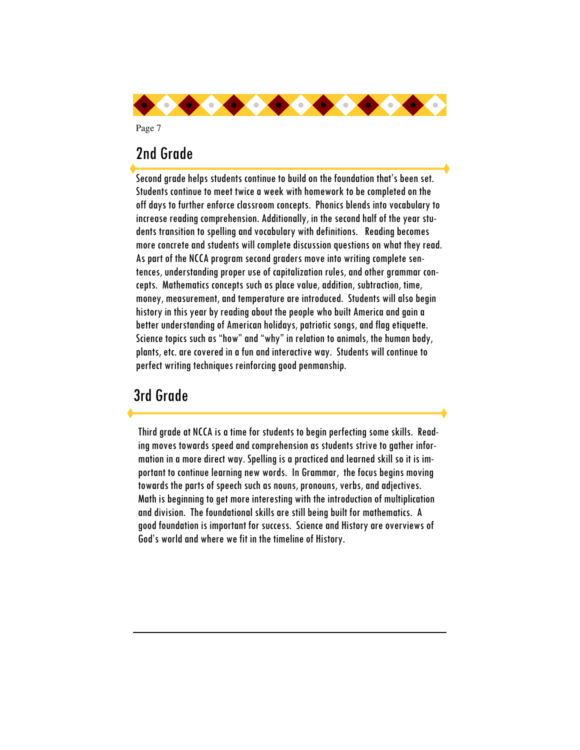## 2nd Grade

Second grade helps students continue to build on the foundation that's been set. Students continue to meet twice a week with homework to be completed on the off days to further enforce classroom concepts. Phonics blends into vocabulary to increase reading comprehension. Additionally, in the second half of the year students transition to spelling and vocabulary with definitions. Reading becomes more concrete and students will complete discussion questions on what they read. As part of the NCCA program second graders move into writing complete sentences, understanding proper use of capitalization rules, and other grammar concepts. Mathematics concepts such as place value, addition, subtraction, time, money, measurement, and temperature are introduced. Students will also begin history in this year by reading about the people who built America and gain a better understanding of American holidays, patriotic songs, and flag etiquette. Science topics such as "how" and "why" in relation to animals, the human body, plants, etc. are covered in a fun and interactive way. Students will continue to perfect writing techniques reinforcing good penmanship.

## 3rd Grade

Third grade at NCCA is a time for students to begin perfecting some skills. Reading moves towards speed and comprehension as students strive to gather information in a more direct way. Spelling is a practiced and learned skill so it is important to continue learning new words. In Grammar, the focus begins moving towards the parts of speech such as nouns, pronouns, verbs, and adjectives. Math is beginning to get more interesting with the introduction of multiplication and division. The foundational skills are still being built for mathematics. A good foundation is important for success. Science and History are overviews of God's world and where we fit in the timeline of History.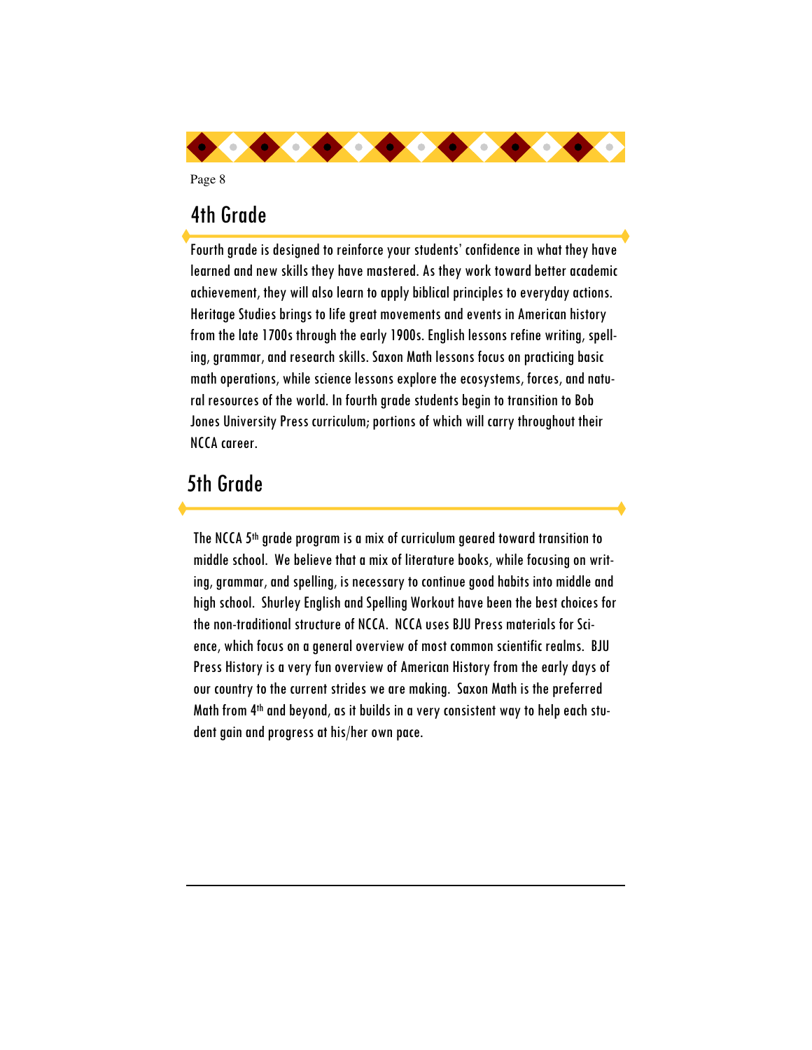## 4th Grade

Fourth grade is designed to reinforce your students' confidence in what they have learned and new skills they have mastered. As they work toward better academic achievement, they will also learn to apply biblical principles to everyday actions. Heritage Studies brings to life great movements and events in American history from the late 1700s through the early 1900s. English lessons refine writing, spelling, grammar, and research skills. Saxon Math lessons focus on practicing basic math operations, while science lessons explore the ecosystems, forces, and natural resources of the world. In fourth grade students begin to transition to Bob Jones University Press curriculum; portions of which will carry throughout their NCCA career.

## 5th Grade

The NCCA 5th grade program is a mix of curriculum geared toward transition to middle school. We believe that a mix of literature books, while focusing on writing, grammar, and spelling, is necessary to continue good habits into middle and high school. Shurley English and Spelling Workout have been the best choices for the non-traditional structure of NCCA. NCCA uses BJU Press materials for Science, which focus on a general overview of most common scientific realms. BJU Press History is a very fun overview of American History from the early days of our country to the current strides we are making. Saxon Math is the preferred Math from 4th and beyond, as it builds in a very consistent way to help each student gain and progress at his/her own pace.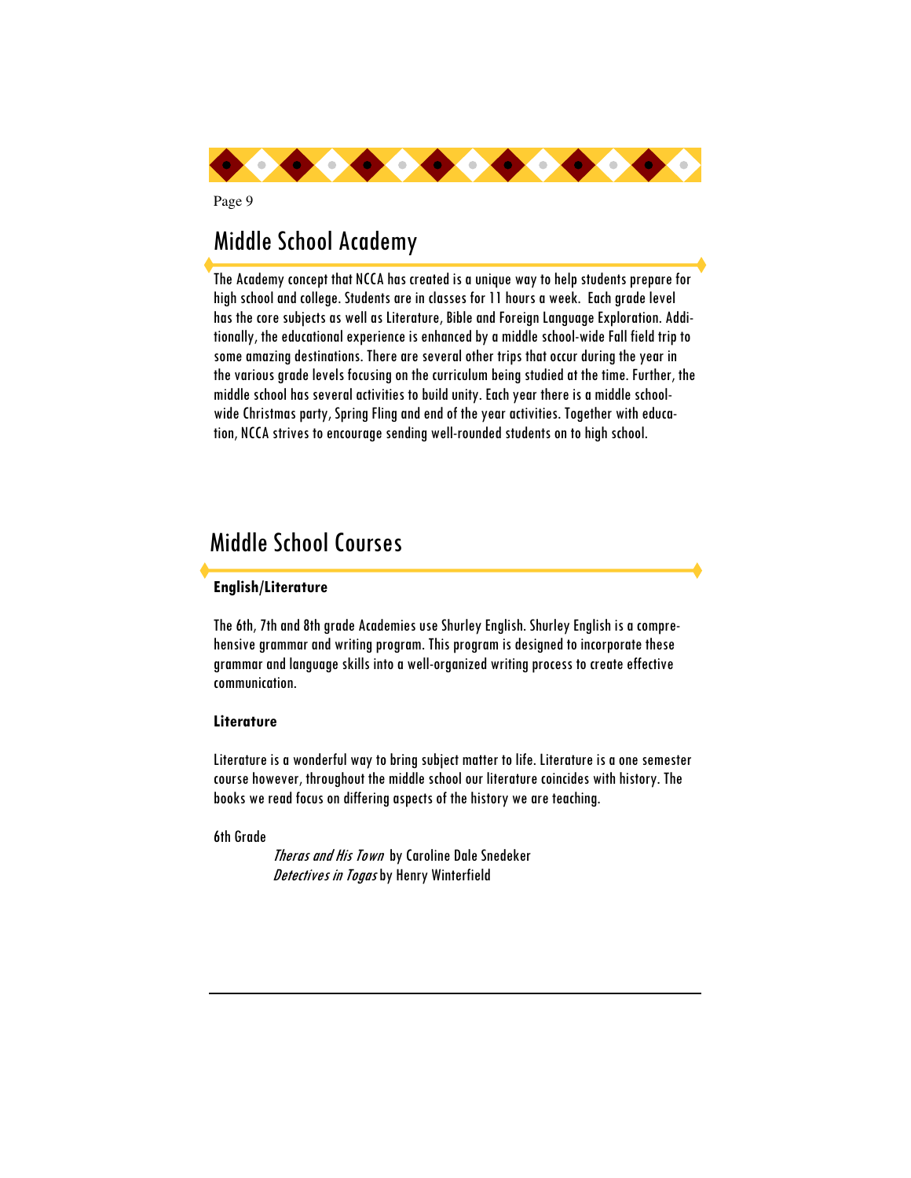## Middle School Academy

The Academy concept that NCCA has created is a unique way to help students prepare for high school and college. Students are in classes for 11 hours a week. Each grade level has the core subjects as well as Literature, Bible and Foreign Language Exploration. Additionally, the educational experience is enhanced by a middle school-wide Fall field trip to some amazing destinations. There are several other trips that occur during the year in the various grade levels focusing on the curriculum being studied at the time. Further, the middle school has several activities to build unity. Each year there is a middle school-wide Christmas party, Spring Fling and end of the year activities. Together with education, NCCA strives to encourage sending well-rounded students on to high school.

## Middle School Courses

**English/Literature**

The 6th, 7th and 8th grade Academies use Shurley English. Shurley English is a comprehensive grammar and writing program. This program is designed to incorporate these grammar and language skills into a well-organized writing process to create effective communication.

**Literature**

Literature is a wonderful way to bring subject matter to life. Literature is a one semester course however, throughout the middle school our literature coincides with history. The books we read focus on differing aspects of the history we are teaching.

6th Grade

*Theras and His Town* by Caroline Dale Snedeker
*Detectives in Togas* by Henry Winterfield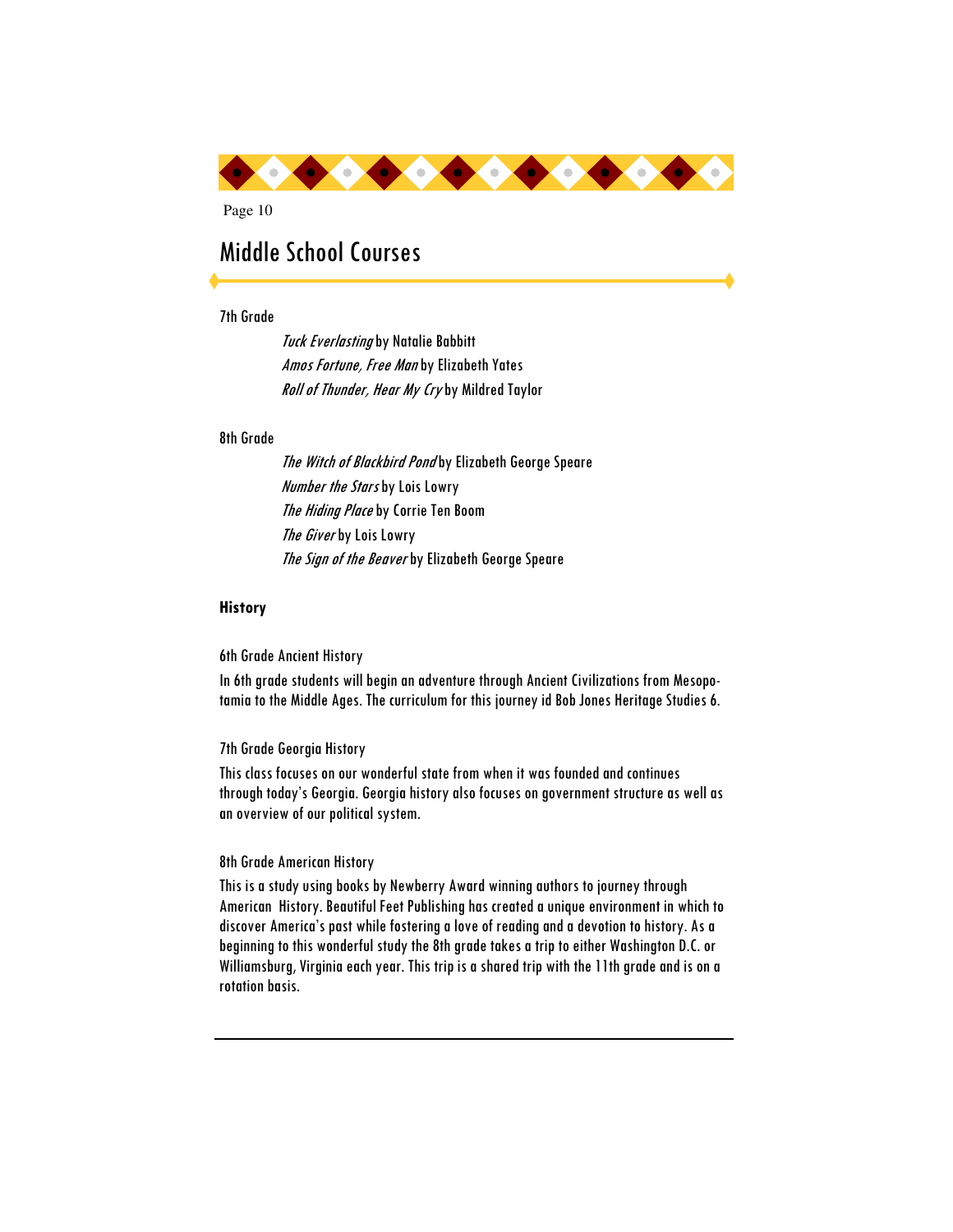## Middle School Courses

7th Grade

*Tuck Everlasting* by Natalie Babbitt
*Amos Fortune, Free Man* by Elizabeth Yates
*Roll of Thunder, Hear My Cry* by Mildred Taylor

8th Grade

*The Witch of Blackbird Pond* by Elizabeth George Speare
*Number the Stars* by Lois Lowry
*The Hiding Place* by Corrie Ten Boom
*The Giver* by Lois Lowry
*The Sign of the Beaver* by Elizabeth George Speare

**History**

6th Grade Ancient History

In 6th grade students will begin an adventure through Ancient Civilizations from Mesopotamia to the Middle Ages. The curriculum for this journey id Bob Jones Heritage Studies 6.

7th Grade Georgia History

This class focuses on our wonderful state from when it was founded and continues through today's Georgia. Georgia history also focuses on government structure as well as an overview of our political system.

8th Grade American History

This is a study using books by Newberry Award winning authors to journey through American History. Beautiful Feet Publishing has created a unique environment in which to discover America's past while fostering a love of reading and a devotion to history. As a beginning to this wonderful study the 8th grade takes a trip to either Washington D.C. or Williamsburg, Virginia each year. This trip is a shared trip with the 11th grade and is on a rotation basis.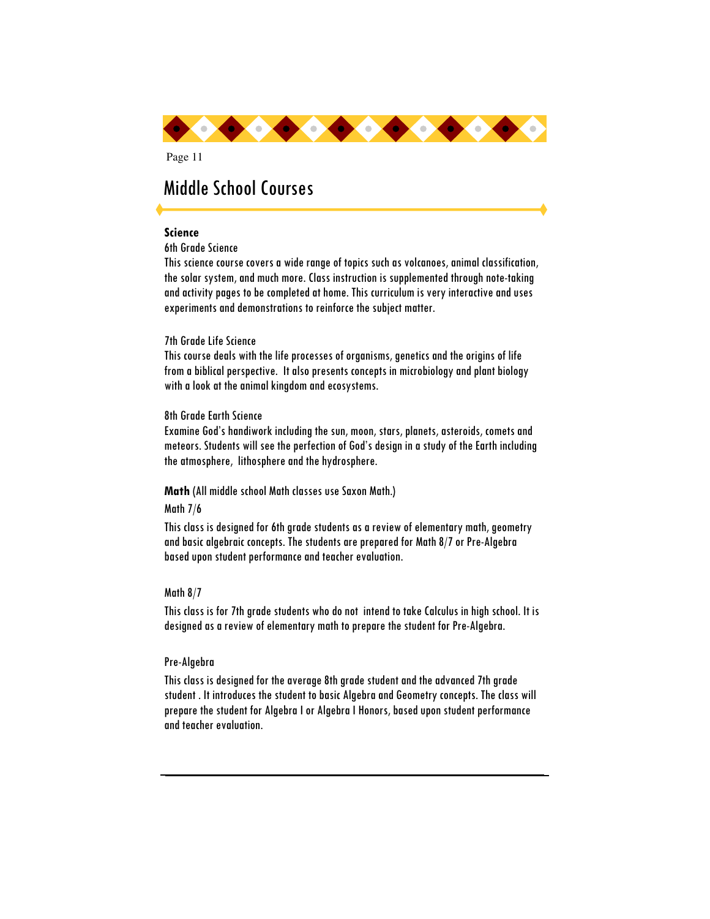## Middle School Courses

**Science**

6th Grade Science

This science course covers a wide range of topics such as volcanoes, animal classification, the solar system, and much more. Class instruction is supplemented through note-taking and activity pages to be completed at home. This curriculum is very interactive and uses experiments and demonstrations to reinforce the subject matter.

7th Grade Life Science

This course deals with the life processes of organisms, genetics and the origins of life from a biblical perspective. It also presents concepts in microbiology and plant biology with a look at the animal kingdom and ecosystems.

8th Grade Earth Science

Examine God's handiwork including the sun, moon, stars, planets, asteroids, comets and meteors. Students will see the perfection of God's design in a study of the Earth including the atmosphere, lithosphere and the hydrosphere.

**Math** (All middle school Math classes use Saxon Math.)

Math 7/6

This class is designed for 6th grade students as a review of elementary math, geometry and basic algebraic concepts. The students are prepared for Math 8/7 or Pre-Algebra based upon student performance and teacher evaluation.

Math 8/7

This class is for 7th grade students who do not intend to take Calculus in high school. It is designed as a review of elementary math to prepare the student for Pre-Algebra.

Pre-Algebra

This class is designed for the average 8th grade student and the advanced 7th grade student . It introduces the student to basic Algebra and Geometry concepts. The class will prepare the student for Algebra I or Algebra I Honors, based upon student performance and teacher evaluation.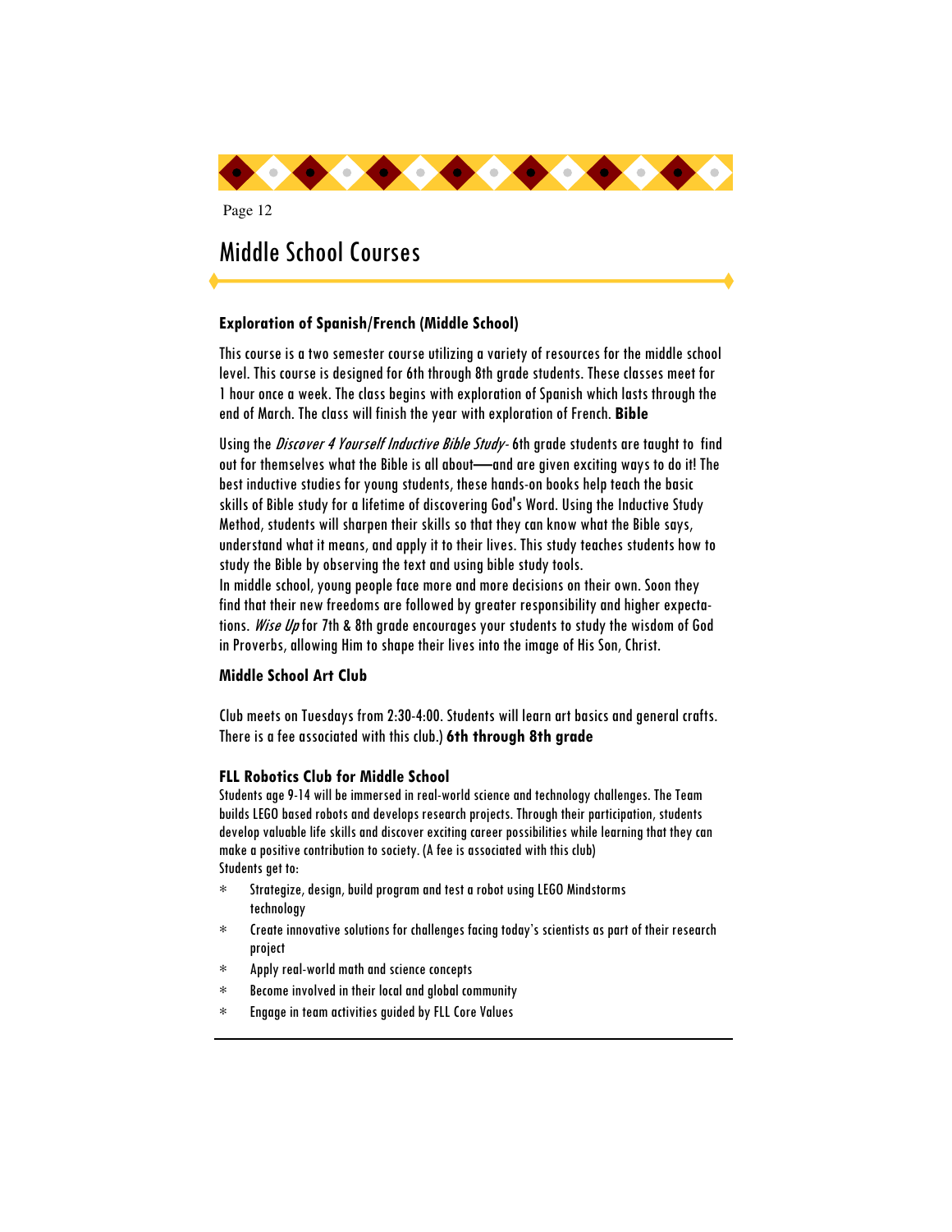# Middle School Courses

### Exploration of Spanish/French (Middle School)

This course is a two semester course utilizing a variety of resources for the middle school level. This course is designed for 6th through 8th grade students. These classes meet for 1 hour once a week. The class begins with exploration of Spanish which lasts through the end of March. The class will finish the year with exploration of French. **Bible**

Using the *Discover 4 Yourself Inductive Bible Study*- 6th grade students are taught to find out for themselves what the Bible is all about—and are given exciting ways to do it! The best inductive studies for young students, these hands-on books help teach the basic skills of Bible study for a lifetime of discovering God's Word. Using the Inductive Study Method, students will sharpen their skills so that they can know what the Bible says, understand what it means, and apply it to their lives. This study teaches students how to study the Bible by observing the text and using bible study tools.
In middle school, young people face more and more decisions on their own. Soon they find that their new freedoms are followed by greater responsibility and higher expectations. *Wise Up* for 7th & 8th grade encourages your students to study the wisdom of God in Proverbs, allowing Him to shape their lives into the image of His Son, Christ.

### Middle School Art Club

Club meets on Tuesdays from 2:30-4:00. Students will learn art basics and general crafts. There is a fee associated with this club.) **6th through 8th grade**

### FLL Robotics Club for Middle School

Students age 9-14 will be immersed in real-world science and technology challenges. The Team builds LEGO based robots and develops research projects. Through their participation, students develop valuable life skills and discover exciting career possibilities while learning that they can make a positive contribution to society. (A fee is associated with this club)
Students get to:

- Strategize, design, build program and test a robot using LEGO Mindstorms technology
- Create innovative solutions for challenges facing today's scientists as part of their research project
- Apply real-world math and science concepts
- Become involved in their local and global community
- Engage in team activities guided by FLL Core Values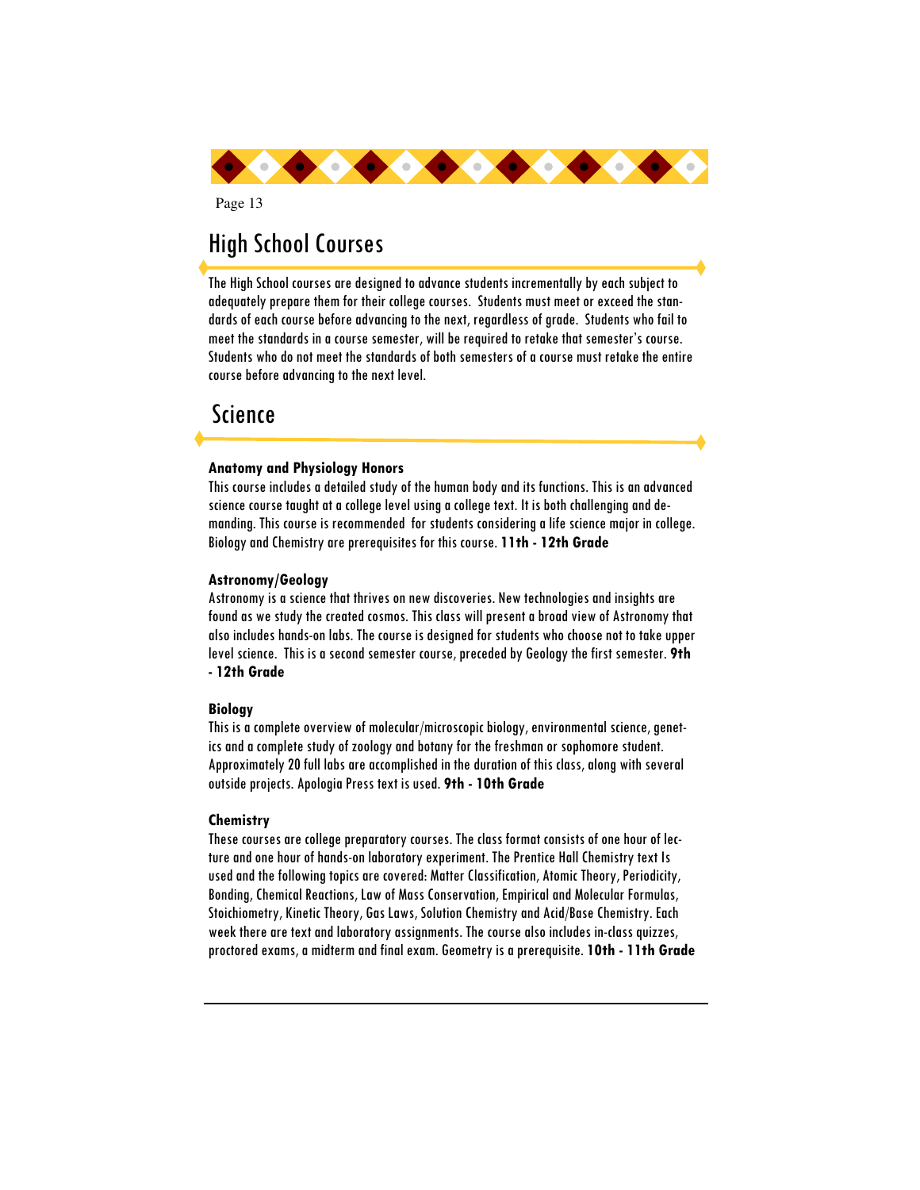## High School Courses

The High School courses are designed to advance students incrementally by each subject to adequately prepare them for their college courses. Students must meet or exceed the standards of each course before advancing to the next, regardless of grade. Students who fail to meet the standards in a course semester, will be required to retake that semester's course. Students who do not meet the standards of both semesters of a course must retake the entire course before advancing to the next level.

## Science

**Anatomy and Physiology Honors**

This course includes a detailed study of the human body and its functions. This is an advanced science course taught at a college level using a college text. It is both challenging and demanding. This course is recommended for students considering a life science major in college. Biology and Chemistry are prerequisites for this course. **11th - 12th Grade**

**Astronomy/Geology**

Astronomy is a science that thrives on new discoveries. New technologies and insights are found as we study the created cosmos. This class will present a broad view of Astronomy that also includes hands-on labs. The course is designed for students who choose not to take upper level science. This is a second semester course, preceded by Geology the first semester. **9th - 12th Grade**

**Biology**

This is a complete overview of molecular/microscopic biology, environmental science, genetics and a complete study of zoology and botany for the freshman or sophomore student. Approximately 20 full labs are accomplished in the duration of this class, along with several outside projects. Apologia Press text is used. **9th - 10th Grade**

**Chemistry**

These courses are college preparatory courses. The class format consists of one hour of lecture and one hour of hands-on laboratory experiment. The Prentice Hall Chemistry text Is used and the following topics are covered: Matter Classification, Atomic Theory, Periodicity, Bonding, Chemical Reactions, Law of Mass Conservation, Empirical and Molecular Formulas, Stoichiometry, Kinetic Theory, Gas Laws, Solution Chemistry and Acid/Base Chemistry. Each week there are text and laboratory assignments. The course also includes in-class quizzes, proctored exams, a midterm and final exam. Geometry is a prerequisite. **10th - 11th Grade**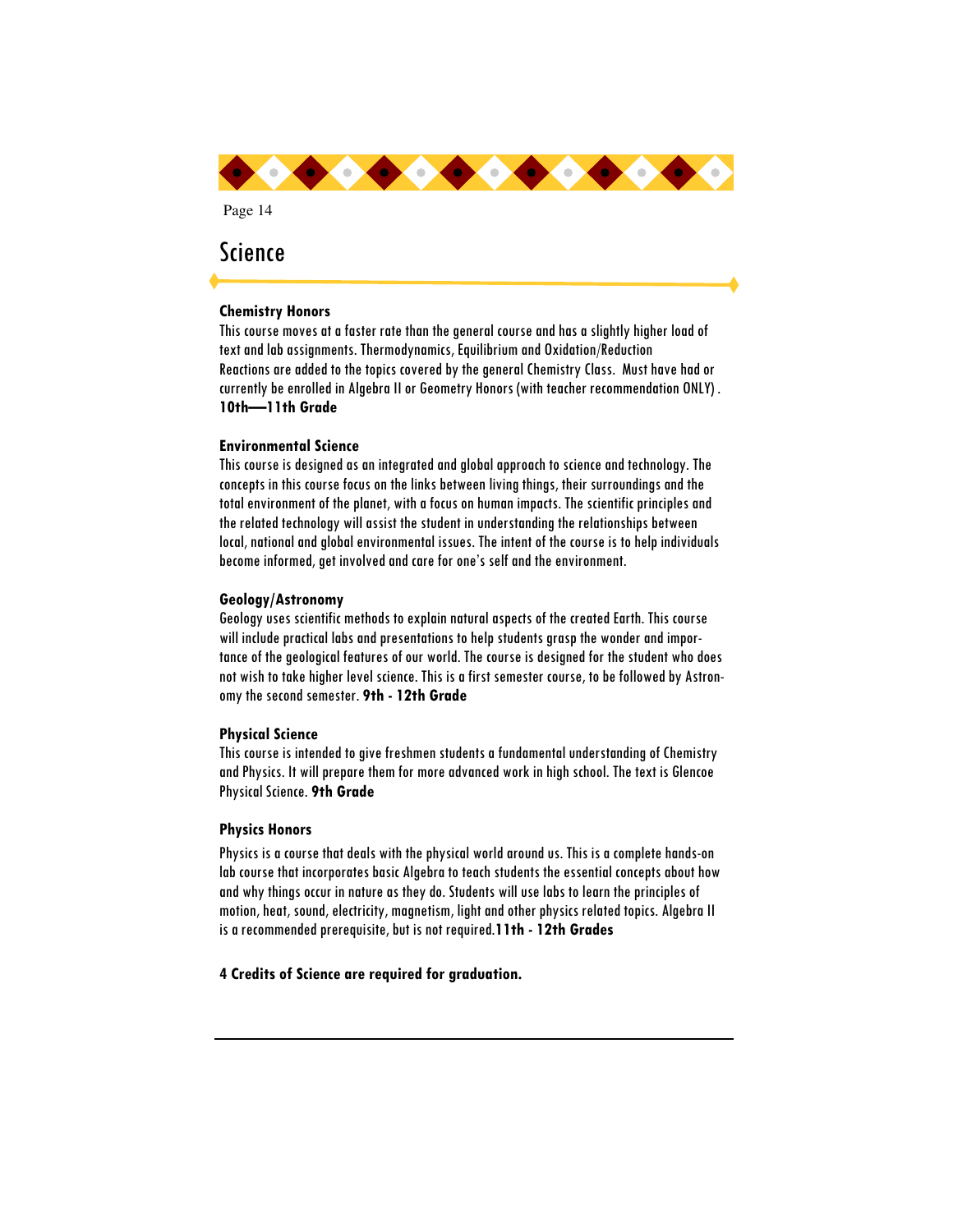# Science

### Chemistry Honors

This course moves at a faster rate than the general course and has a slightly higher load of text and lab assignments. Thermodynamics, Equilibrium and Oxidation/Reduction Reactions are added to the topics covered by the general Chemistry Class. Must have had or currently be enrolled in Algebra II or Geometry Honors (with teacher recommendation ONLY). **10th—11th Grade**

### Environmental Science

This course is designed as an integrated and global approach to science and technology. The concepts in this course focus on the links between living things, their surroundings and the total environment of the planet, with a focus on human impacts. The scientific principles and the related technology will assist the student in understanding the relationships between local, national and global environmental issues. The intent of the course is to help individuals become informed, get involved and care for one's self and the environment.

### Geology/Astronomy

Geology uses scientific methods to explain natural aspects of the created Earth. This course will include practical labs and presentations to help students grasp the wonder and importance of the geological features of our world. The course is designed for the student who does not wish to take higher level science. This is a first semester course, to be followed by Astronomy the second semester. **9th - 12th Grade**

### Physical Science

This course is intended to give freshmen students a fundamental understanding of Chemistry and Physics. It will prepare them for more advanced work in high school. The text is Glencoe Physical Science. **9th Grade**

### Physics Honors

Physics is a course that deals with the physical world around us. This is a complete hands-on lab course that incorporates basic Algebra to teach students the essential concepts about how and why things occur in nature as they do. Students will use labs to learn the principles of motion, heat, sound, electricity, magnetism, light and other physics related topics. Algebra II is a recommended prerequisite, but is not required. **11th - 12th Grades**

**4 Credits of Science are required for graduation.**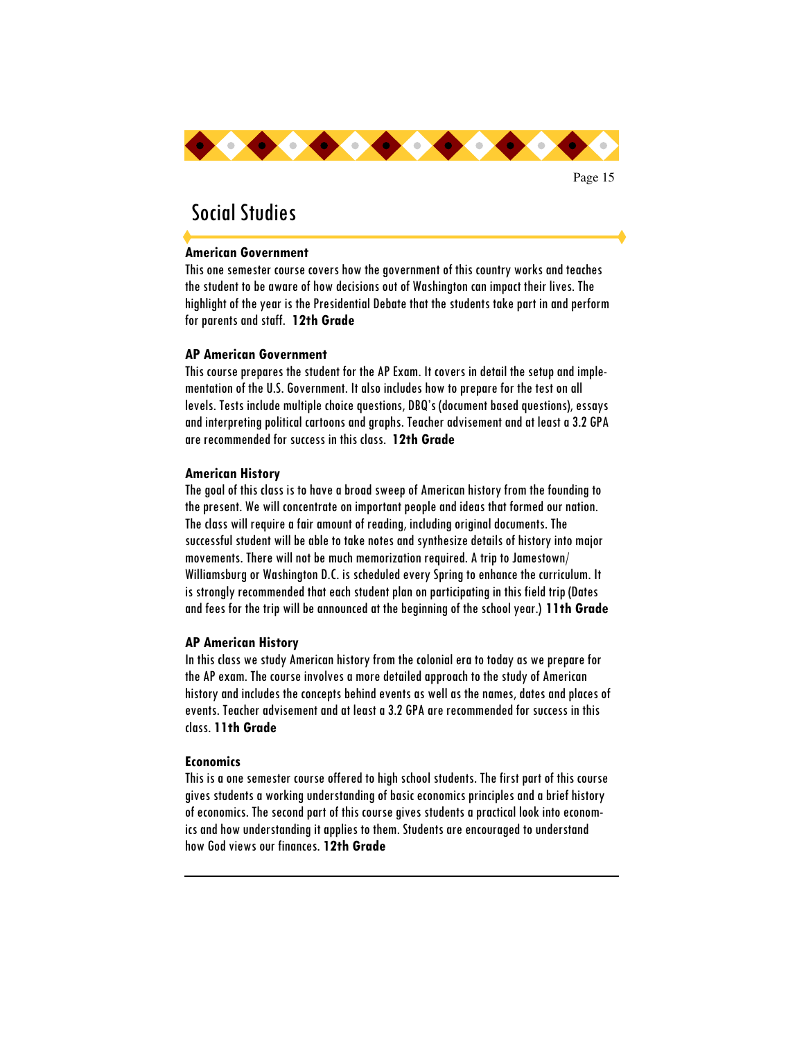# Social Studies

**American Government**

This one semester course covers how the government of this country works and teaches the student to be aware of how decisions out of Washington can impact their lives. The highlight of the year is the Presidential Debate that the students take part in and perform for parents and staff. **12th Grade**

**AP American Government**

This course prepares the student for the AP Exam. It covers in detail the setup and implementation of the U.S. Government. It also includes how to prepare for the test on all levels. Tests include multiple choice questions, DBQ's (document based questions), essays and interpreting political cartoons and graphs. Teacher advisement and at least a 3.2 GPA are recommended for success in this class. **12th Grade**

**American History**

The goal of this class is to have a broad sweep of American history from the founding to the present. We will concentrate on important people and ideas that formed our nation. The class will require a fair amount of reading, including original documents. The successful student will be able to take notes and synthesize details of history into major movements. There will not be much memorization required. A trip to Jamestown/ Williamsburg or Washington D.C. is scheduled every Spring to enhance the curriculum. It is strongly recommended that each student plan on participating in this field trip (Dates and fees for the trip will be announced at the beginning of the school year.) **11th Grade**

**AP American History**

In this class we study American history from the colonial era to today as we prepare for the AP exam. The course involves a more detailed approach to the study of American history and includes the concepts behind events as well as the names, dates and places of events. Teacher advisement and at least a 3.2 GPA are recommended for success in this class. **11th Grade**

**Economics**

This is a one semester course offered to high school students. The first part of this course gives students a working understanding of basic economics principles and a brief history of economics. The second part of this course gives students a practical look into economics and how understanding it applies to them. Students are encouraged to understand how God views our finances. **12th Grade**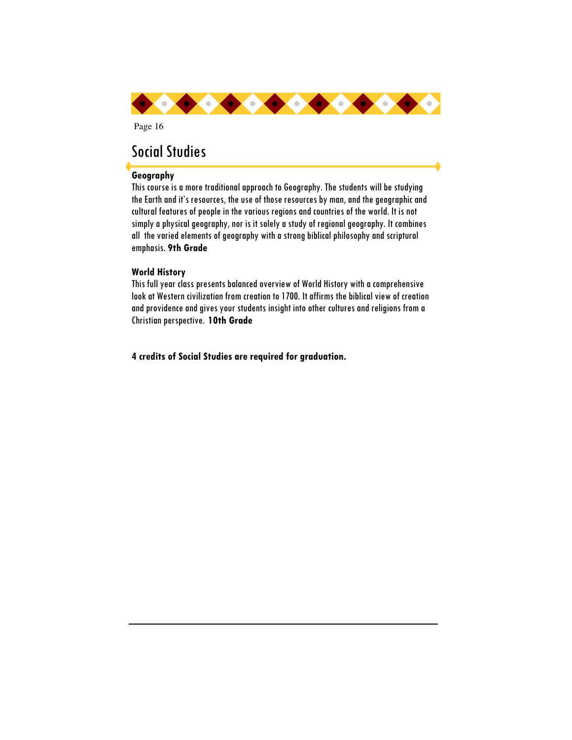# Social Studies

**Geography**

This course is a more traditional approach to Geography. The students will be studying the Earth and it's resources, the use of those resources by man, and the geographic and cultural features of people in the various regions and countries of the world. It is not simply a physical geography, nor is it solely a study of regional geography. It combines all the varied elements of geography with a strong biblical philosophy and scriptural emphasis. **9th Grade**

**World History**

This full year class presents balanced overview of World History with a comprehensive look at Western civilization from creation to 1700. It affirms the biblical view of creation and providence and gives your students insight into other cultures and religions from a Christian perspective. **10th Grade**

**4 credits of Social Studies are required for graduation.**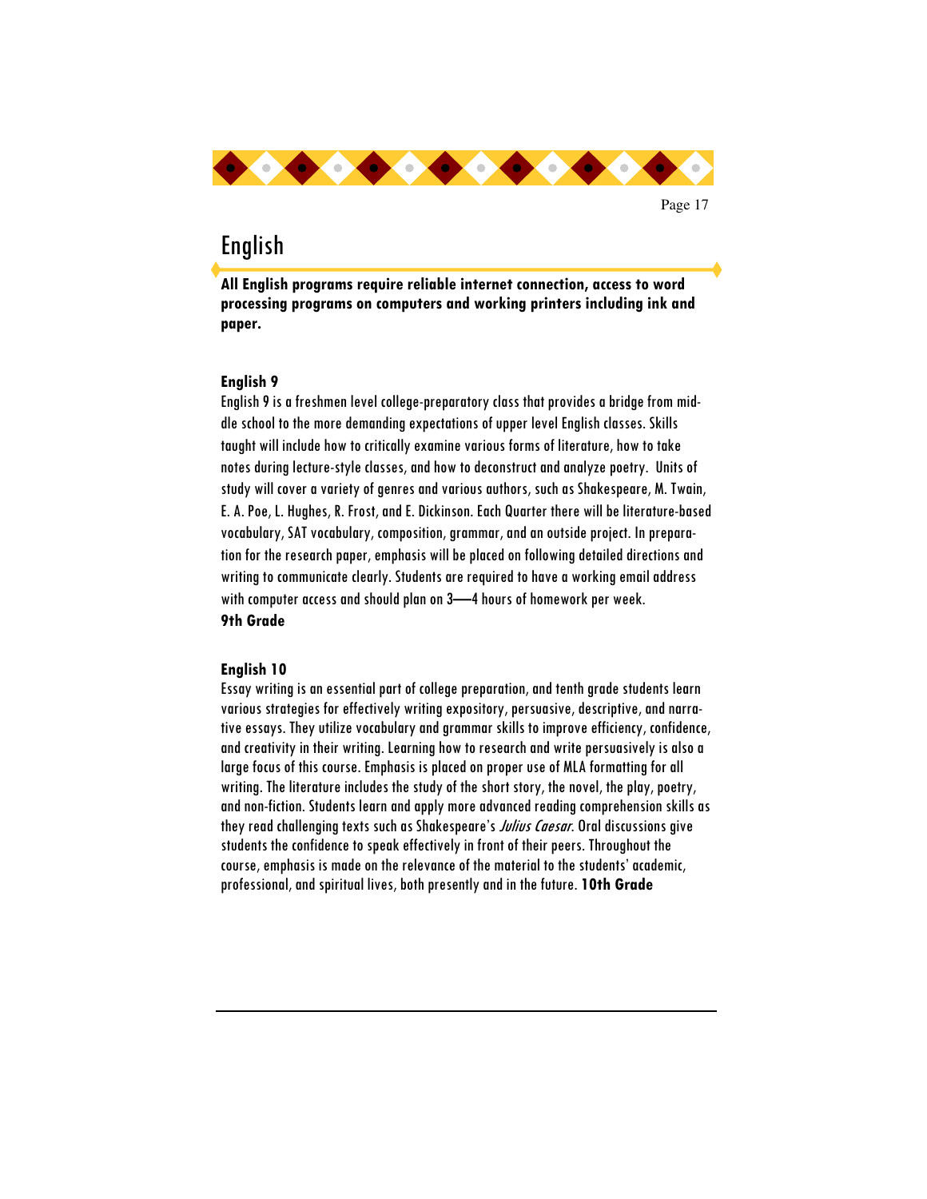# English

**All English programs require reliable internet connection, access to word processing programs on computers and working printers including ink and paper.**

### English 9

English 9 is a freshmen level college-preparatory class that provides a bridge from middle school to the more demanding expectations of upper level English classes. Skills taught will include how to critically examine various forms of literature, how to take notes during lecture-style classes, and how to deconstruct and analyze poetry. Units of study will cover a variety of genres and various authors, such as Shakespeare, M. Twain, E. A. Poe, L. Hughes, R. Frost, and E. Dickinson. Each Quarter there will be literature-based vocabulary, SAT vocabulary, composition, grammar, and an outside project. In preparation for the research paper, emphasis will be placed on following detailed directions and writing to communicate clearly. Students are required to have a working email address with computer access and should plan on 3—4 hours of homework per week.
**9th Grade**

### English 10

Essay writing is an essential part of college preparation, and tenth grade students learn various strategies for effectively writing expository, persuasive, descriptive, and narrative essays. They utilize vocabulary and grammar skills to improve efficiency, confidence, and creativity in their writing. Learning how to research and write persuasively is also a large focus of this course. Emphasis is placed on proper use of MLA formatting for all writing. The literature includes the study of the short story, the novel, the play, poetry, and non-fiction. Students learn and apply more advanced reading comprehension skills as they read challenging texts such as Shakespeare's *Julius Caesar*. Oral discussions give students the confidence to speak effectively in front of their peers. Throughout the course, emphasis is made on the relevance of the material to the students' academic, professional, and spiritual lives, both presently and in the future. **10th Grade**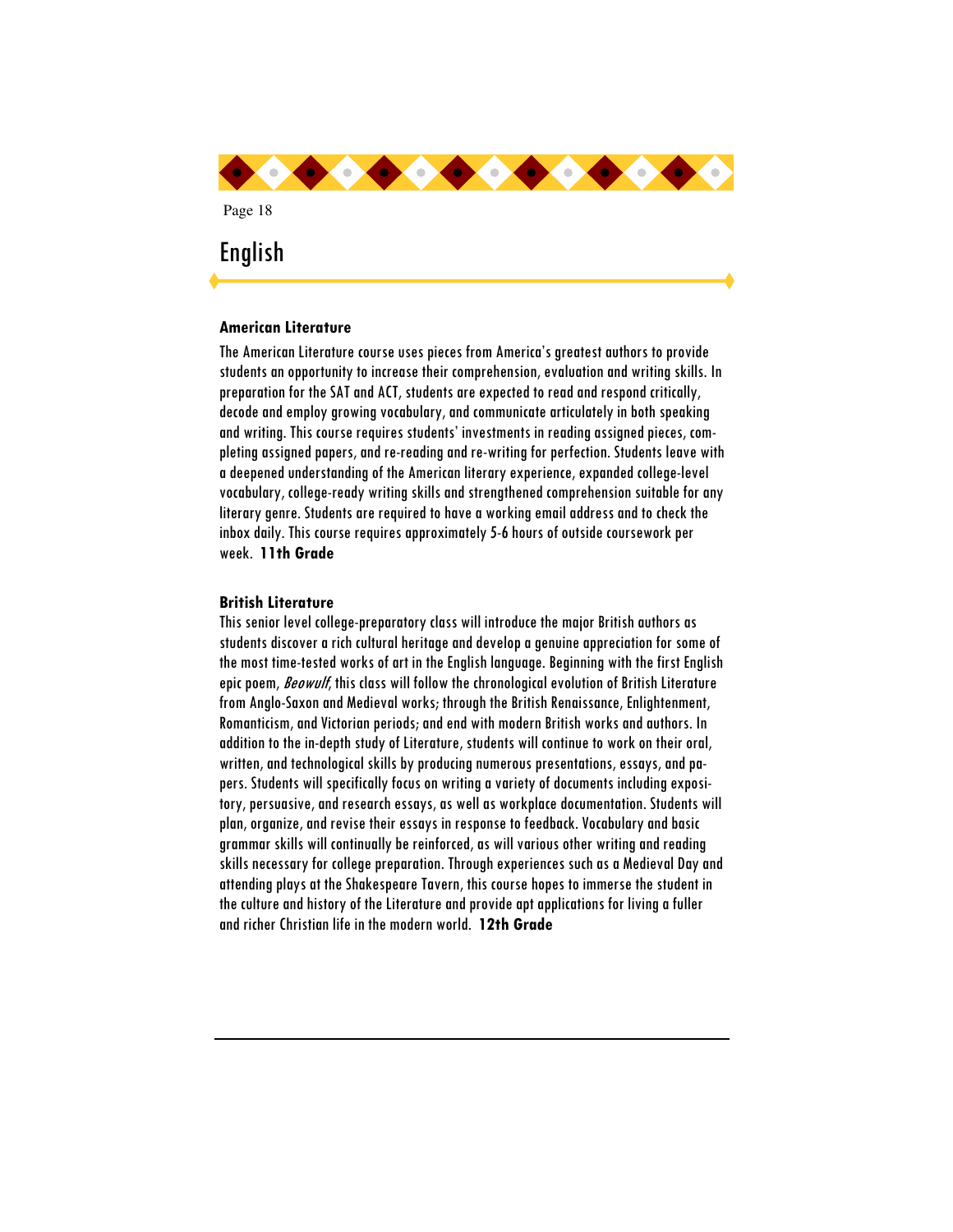# English

### American Literature

The American Literature course uses pieces from America's greatest authors to provide students an opportunity to increase their comprehension, evaluation and writing skills. In preparation for the SAT and ACT, students are expected to read and respond critically, decode and employ growing vocabulary, and communicate articulately in both speaking and writing. This course requires students' investments in reading assigned pieces, completing assigned papers, and re-reading and re-writing for perfection. Students leave with a deepened understanding of the American literary experience, expanded college-level vocabulary, college-ready writing skills and strengthened comprehension suitable for any literary genre. Students are required to have a working email address and to check the inbox daily. This course requires approximately 5-6 hours of outside coursework per week. **11th Grade**

### British Literature

This senior level college-preparatory class will introduce the major British authors as students discover a rich cultural heritage and develop a genuine appreciation for some of the most time-tested works of art in the English language. Beginning with the first English epic poem, *Beowulf*, this class will follow the chronological evolution of British Literature from Anglo-Saxon and Medieval works; through the British Renaissance, Enlightenment, Romanticism, and Victorian periods; and end with modern British works and authors. In addition to the in-depth study of Literature, students will continue to work on their oral, written, and technological skills by producing numerous presentations, essays, and papers. Students will specifically focus on writing a variety of documents including expository, persuasive, and research essays, as well as workplace documentation. Students will plan, organize, and revise their essays in response to feedback. Vocabulary and basic grammar skills will continually be reinforced, as will various other writing and reading skills necessary for college preparation. Through experiences such as a Medieval Day and attending plays at the Shakespeare Tavern, this course hopes to immerse the student in the culture and history of the Literature and provide apt applications for living a fuller and richer Christian life in the modern world. **12th Grade**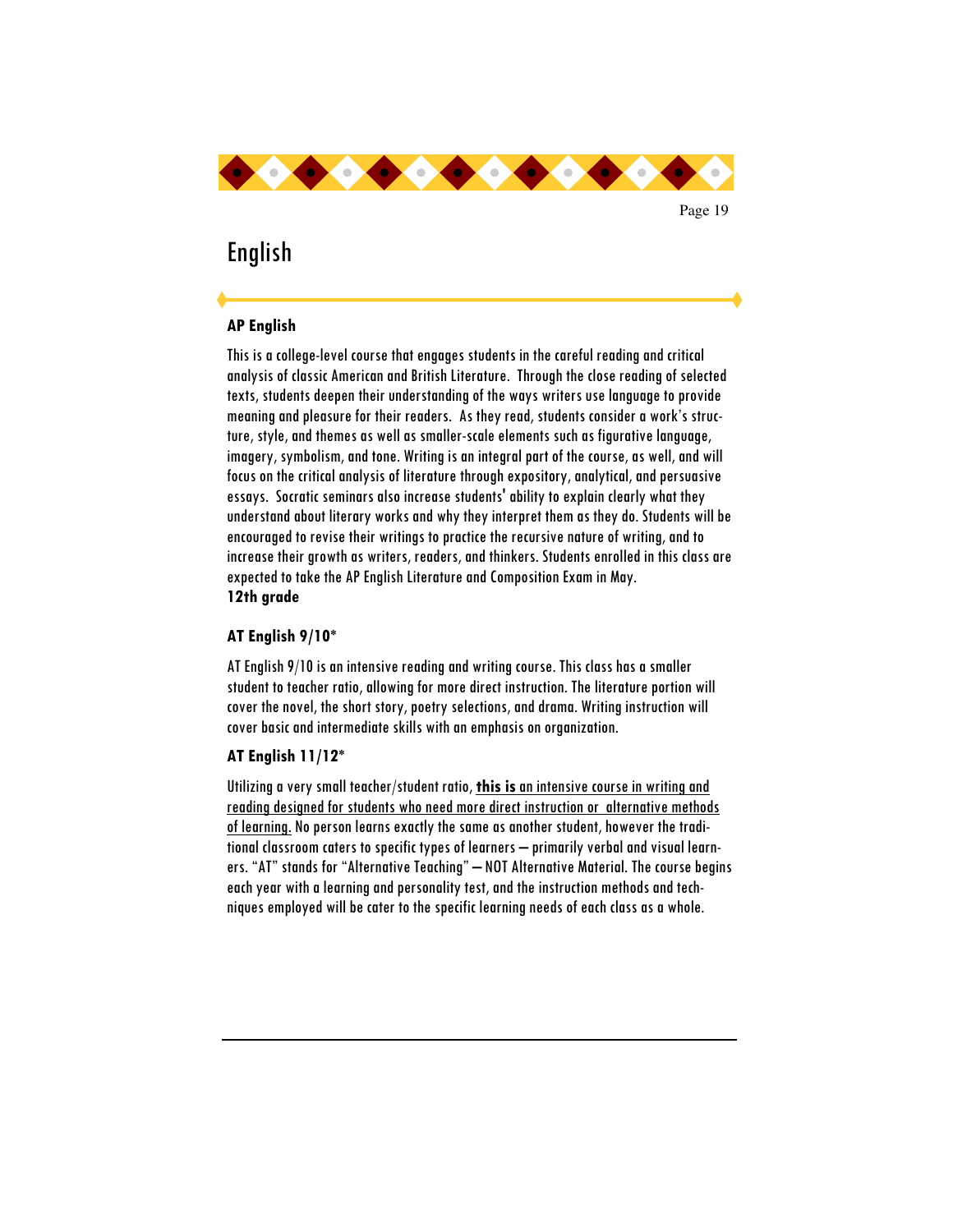# English

### AP English

This is a college-level course that engages students in the careful reading and critical analysis of classic American and British Literature. Through the close reading of selected texts, students deepen their understanding of the ways writers use language to provide meaning and pleasure for their readers. As they read, students consider a work's structure, style, and themes as well as smaller-scale elements such as figurative language, imagery, symbolism, and tone. Writing is an integral part of the course, as well, and will focus on the critical analysis of literature through expository, analytical, and persuasive essays. Socratic seminars also increase students' ability to explain clearly what they understand about literary works and why they interpret them as they do. Students will be encouraged to revise their writings to practice the recursive nature of writing, and to increase their growth as writers, readers, and thinkers. Students enrolled in this class are expected to take the AP English Literature and Composition Exam in May.
**12th grade**

### AT English 9/10*

AT English 9/10 is an intensive reading and writing course. This class has a smaller student to teacher ratio, allowing for more direct instruction. The literature portion will cover the novel, the short story, poetry selections, and drama. Writing instruction will cover basic and intermediate skills with an emphasis on organization.

### AT English 11/12*

Utilizing a very small teacher/student ratio, <u>**this is** an intensive course in writing and reading designed for students who need more direct instruction or alternative methods of learning.</u> No person learns exactly the same as another student, however the traditional classroom caters to specific types of learners — primarily verbal and visual learners. "AT" stands for "Alternative Teaching" — NOT Alternative Material. The course begins each year with a learning and personality test, and the instruction methods and techniques employed will be cater to the specific learning needs of each class as a whole.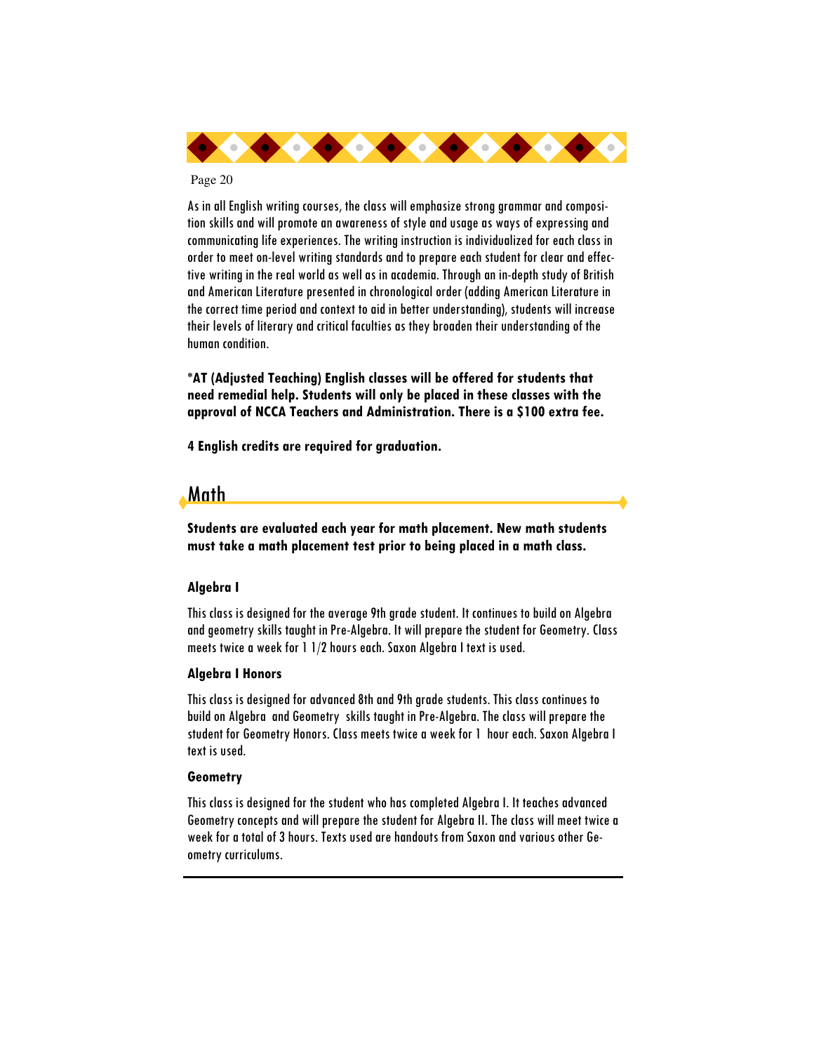As in all English writing courses, the class will emphasize strong grammar and composition skills and will promote an awareness of style and usage as ways of expressing and communicating life experiences. The writing instruction is individualized for each class in order to meet on-level writing standards and to prepare each student for clear and effective writing in the real world as well as in academia. Through an in-depth study of British and American Literature presented in chronological order (adding American Literature in the correct time period and context to aid in better understanding), students will increase their levels of literary and critical faculties as they broaden their understanding of the human condition.

**\*AT (Adjusted Teaching) English classes will be offered for students that need remedial help. Students will only be placed in these classes with the approval of NCCA Teachers and Administration. There is a $100 extra fee.**

**4 English credits are required for graduation.**

## Math

**Students are evaluated each year for math placement. New math students must take a math placement test prior to being placed in a math class.**

### Algebra I

This class is designed for the average 9th grade student. It continues to build on Algebra and geometry skills taught in Pre-Algebra. It will prepare the student for Geometry. Class meets twice a week for 1 1/2 hours each. Saxon Algebra I text is used.

### Algebra I Honors

This class is designed for advanced 8th and 9th grade students. This class continues to build on Algebra and Geometry skills taught in Pre-Algebra. The class will prepare the student for Geometry Honors. Class meets twice a week for 1 hour each. Saxon Algebra I text is used.

### Geometry

This class is designed for the student who has completed Algebra I. It teaches advanced Geometry concepts and will prepare the student for Algebra II. The class will meet twice a week for a total of 3 hours. Texts used are handouts from Saxon and various other Geometry curriculums.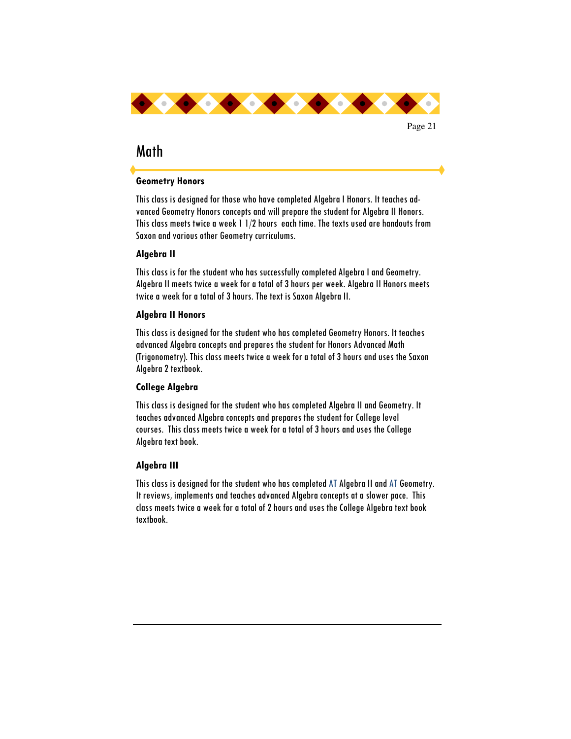# Math

### Geometry Honors

This class is designed for those who have completed Algebra I Honors. It teaches advanced Geometry Honors concepts and will prepare the student for Algebra II Honors. This class meets twice a week 1 1/2 hours each time. The texts used are handouts from Saxon and various other Geometry curriculums.

### Algebra II

This class is for the student who has successfully completed Algebra I and Geometry. Algebra II meets twice a week for a total of 3 hours per week. Algebra II Honors meets twice a week for a total of 3 hours. The text is Saxon Algebra II.

### Algebra II Honors

This class is designed for the student who has completed Geometry Honors. It teaches advanced Algebra concepts and prepares the student for Honors Advanced Math (Trigonometry). This class meets twice a week for a total of 3 hours and uses the Saxon Algebra 2 textbook.

### College Algebra

This class is designed for the student who has completed Algebra II and Geometry. It teaches advanced Algebra concepts and prepares the student for College level courses. This class meets twice a week for a total of 3 hours and uses the College Algebra text book.

### Algebra III

This class is designed for the student who has completed AT Algebra II and AT Geometry. It reviews, implements and teaches advanced Algebra concepts at a slower pace. This class meets twice a week for a total of 2 hours and uses the College Algebra text book textbook.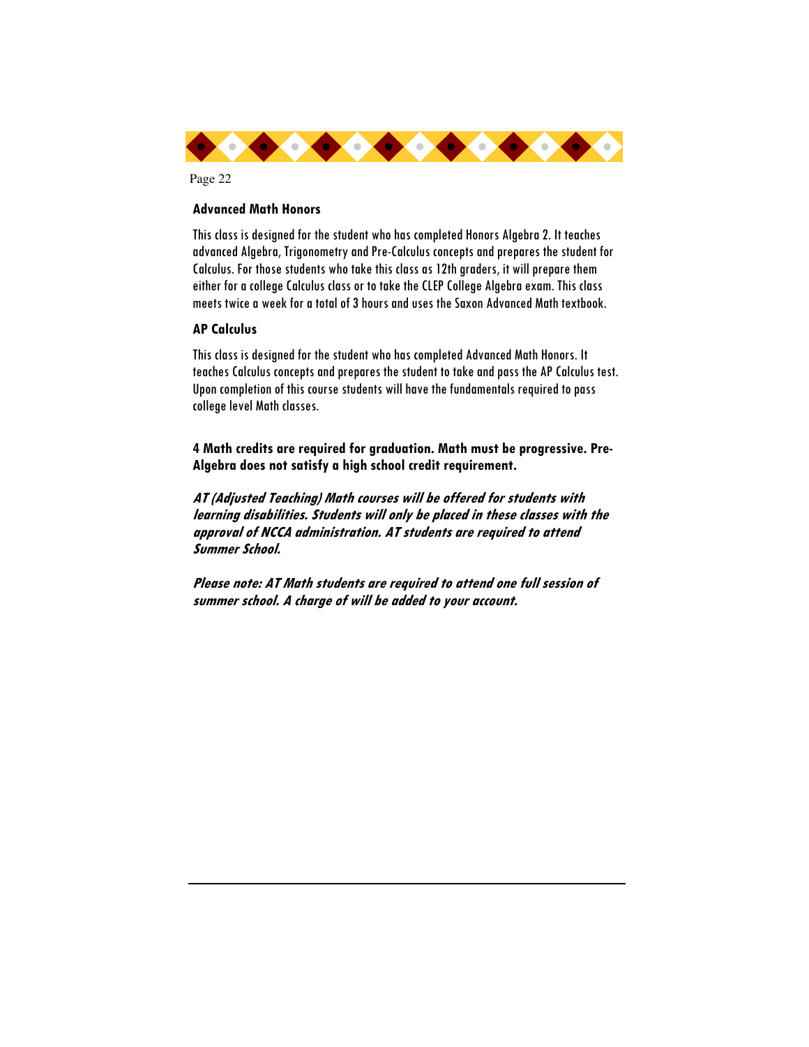### Advanced Math Honors

This class is designed for the student who has completed Honors Algebra 2. It teaches advanced Algebra, Trigonometry and Pre-Calculus concepts and prepares the student for Calculus. For those students who take this class as 12th graders, it will prepare them either for a college Calculus class or to take the CLEP College Algebra exam. This class meets twice a week for a total of 3 hours and uses the Saxon Advanced Math textbook.

### AP Calculus

This class is designed for the student who has completed Advanced Math Honors. It teaches Calculus concepts and prepares the student to take and pass the AP Calculus test. Upon completion of this course students will have the fundamentals required to pass college level Math classes.

**4 Math credits are required for graduation. Math must be progressive. Pre-Algebra does not satisfy a high school credit requirement.**

***AT (Adjusted Teaching) Math courses will be offered for students with learning disabilities. Students will only be placed in these classes with the approval of NCCA administration. AT students are required to attend Summer School.***

***Please note: AT Math students are required to attend one full session of summer school. A charge of will be added to your account.***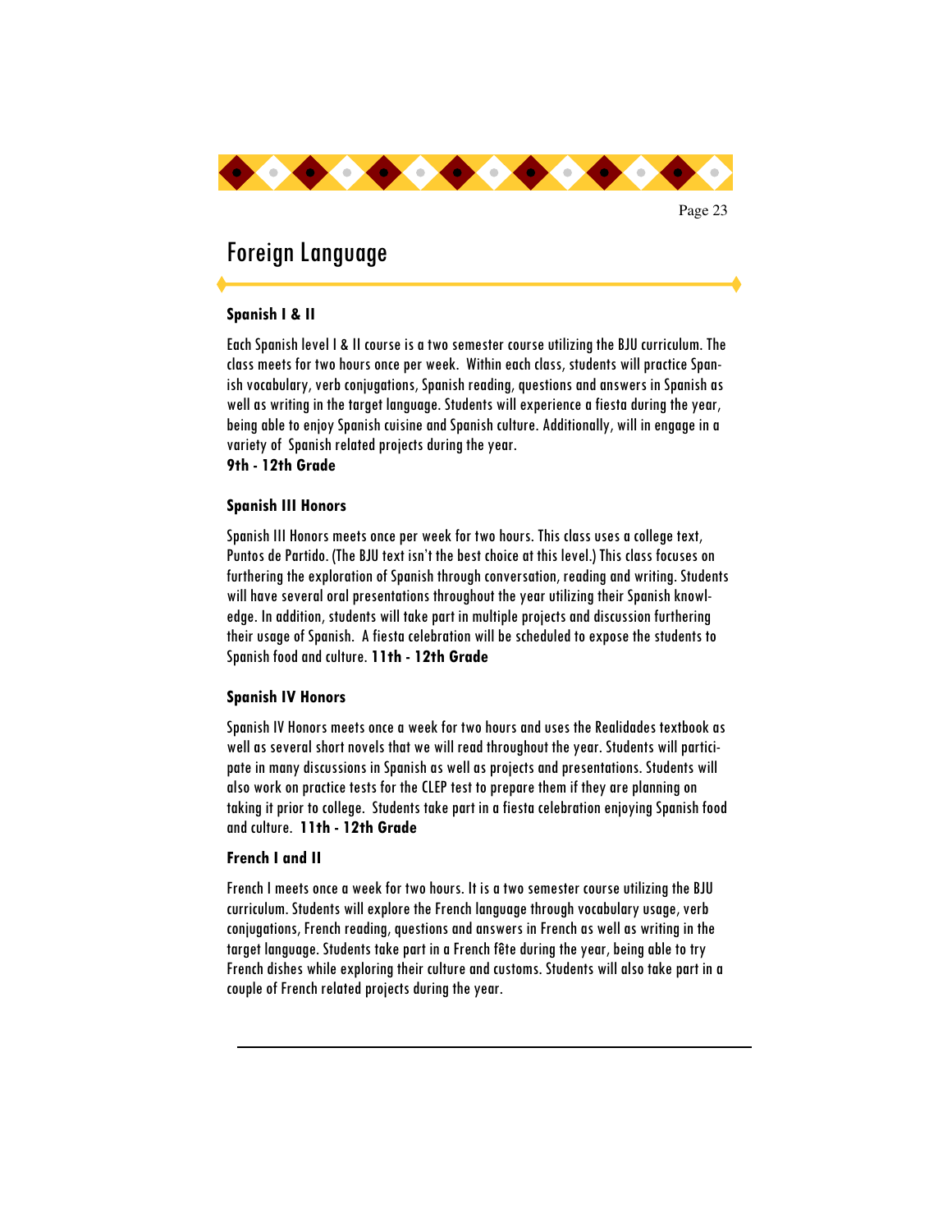# Foreign Language

**Spanish I & II**

Each Spanish level I & II course is a two semester course utilizing the BJU curriculum. The class meets for two hours once per week. Within each class, students will practice Spanish vocabulary, verb conjugations, Spanish reading, questions and answers in Spanish as well as writing in the target language. Students will experience a fiesta during the year, being able to enjoy Spanish cuisine and Spanish culture. Additionally, will in engage in a variety of Spanish related projects during the year.
**9th - 12th Grade**

**Spanish III Honors**

Spanish III Honors meets once per week for two hours. This class uses a college text, Puntos de Partido. (The BJU text isn't the best choice at this level.) This class focuses on furthering the exploration of Spanish through conversation, reading and writing. Students will have several oral presentations throughout the year utilizing their Spanish knowledge. In addition, students will take part in multiple projects and discussion furthering their usage of Spanish. A fiesta celebration will be scheduled to expose the students to Spanish food and culture. **11th - 12th Grade**

**Spanish IV Honors**

Spanish IV Honors meets once a week for two hours and uses the Realidades textbook as well as several short novels that we will read throughout the year. Students will participate in many discussions in Spanish as well as projects and presentations. Students will also work on practice tests for the CLEP test to prepare them if they are planning on taking it prior to college. Students take part in a fiesta celebration enjoying Spanish food and culture. **11th - 12th Grade**

**French I and II**

French I meets once a week for two hours. It is a two semester course utilizing the BJU curriculum. Students will explore the French language through vocabulary usage, verb conjugations, French reading, questions and answers in French as well as writing in the target language. Students take part in a French fête during the year, being able to try French dishes while exploring their culture and customs. Students will also take part in a couple of French related projects during the year.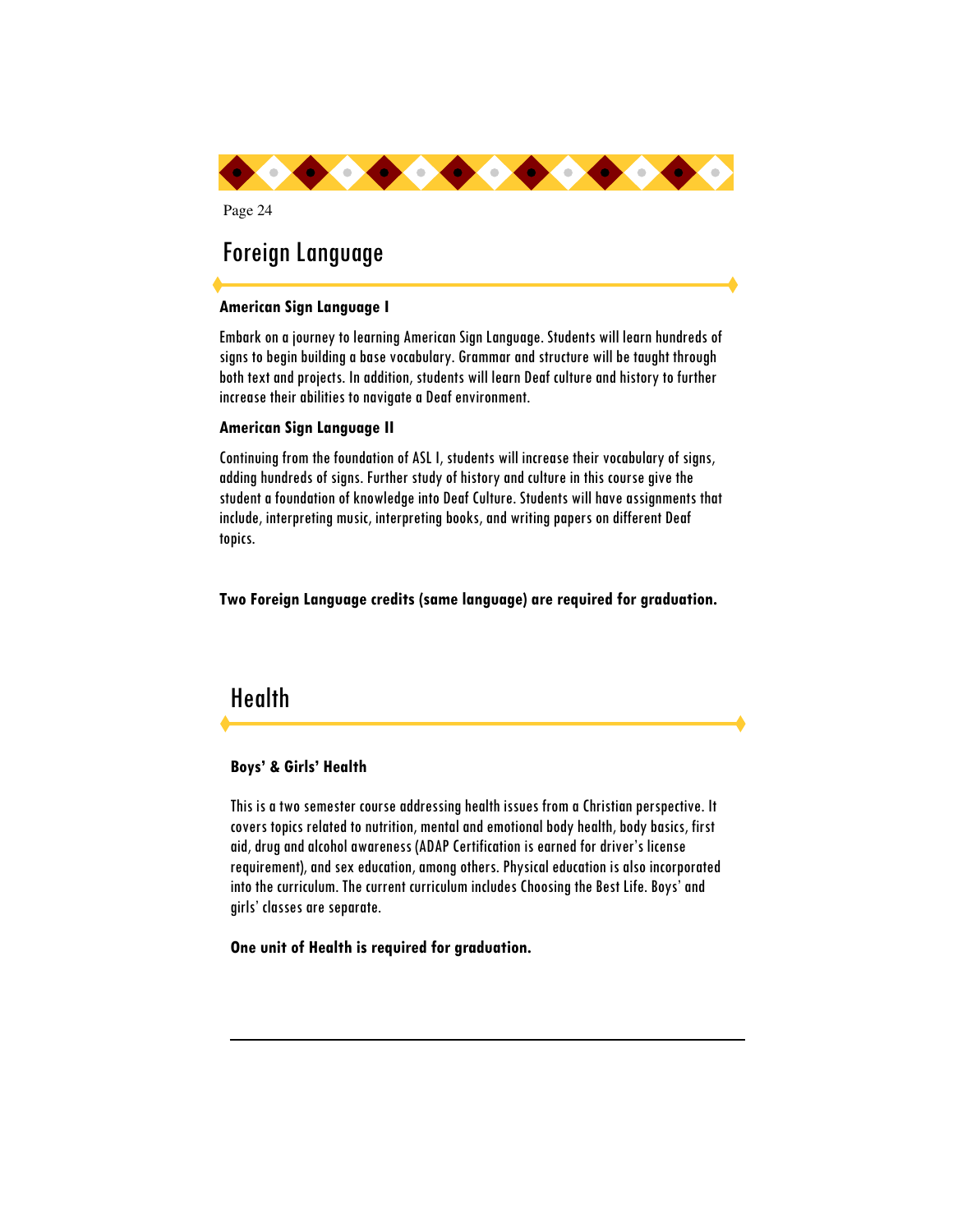# Foreign Language

### American Sign Language I

Embark on a journey to learning American Sign Language. Students will learn hundreds of signs to begin building a base vocabulary. Grammar and structure will be taught through both text and projects. In addition, students will learn Deaf culture and history to further increase their abilities to navigate a Deaf environment.

### American Sign Language II

Continuing from the foundation of ASL I, students will increase their vocabulary of signs, adding hundreds of signs. Further study of history and culture in this course give the student a foundation of knowledge into Deaf Culture. Students will have assignments that include, interpreting music, interpreting books, and writing papers on different Deaf topics.

**Two Foreign Language credits (same language) are required for graduation.**

# Health

### Boys' & Girls' Health

This is a two semester course addressing health issues from a Christian perspective. It covers topics related to nutrition, mental and emotional body health, body basics, first aid, drug and alcohol awareness (ADAP Certification is earned for driver's license requirement), and sex education, among others. Physical education is also incorporated into the curriculum. The current curriculum includes Choosing the Best Life. Boys' and girls' classes are separate.

**One unit of Health is required for graduation.**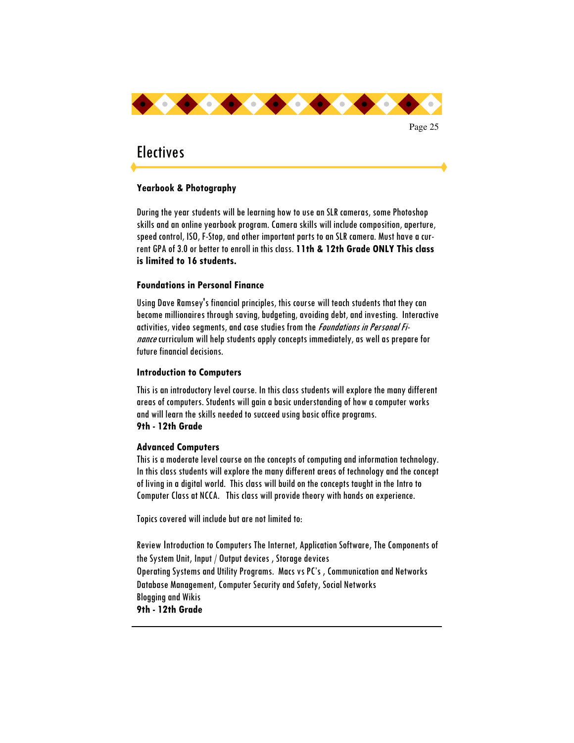# Electives

### Yearbook & Photography

During the year students will be learning how to use an SLR cameras, some Photoshop skills and an online yearbook program. Camera skills will include composition, aperture, speed control, ISO, F-Stop, and other important parts to an SLR camera. Must have a current GPA of 3.0 or better to enroll in this class. **11th & 12th Grade ONLY This class is limited to 16 students.**

### Foundations in Personal Finance

Using Dave Ramsey's financial principles, this course will teach students that they can become millionaires through saving, budgeting, avoiding debt, and investing. Interactive activities, video segments, and case studies from the *Foundations in Personal Finance* curriculum will help students apply concepts immediately, as well as prepare for future financial decisions.

### Introduction to Computers

This is an introductory level course. In this class students will explore the many different areas of computers. Students will gain a basic understanding of how a computer works and will learn the skills needed to succeed using basic office programs.
**9th - 12th Grade**

### Advanced Computers

This is a moderate level course on the concepts of computing and information technology. In this class students will explore the many different areas of technology and the concept of living in a digital world. This class will build on the concepts taught in the Intro to Computer Class at NCCA. This class will provide theory with hands on experience.

Topics covered will include but are not limited to:

Review Introduction to Computers The Internet, Application Software, The Components of the System Unit, Input / Output devices , Storage devices
Operating Systems and Utility Programs. Macs vs PC's , Communication and Networks
Database Management, Computer Security and Safety, Social Networks
Blogging and Wikis
**9th - 12th Grade**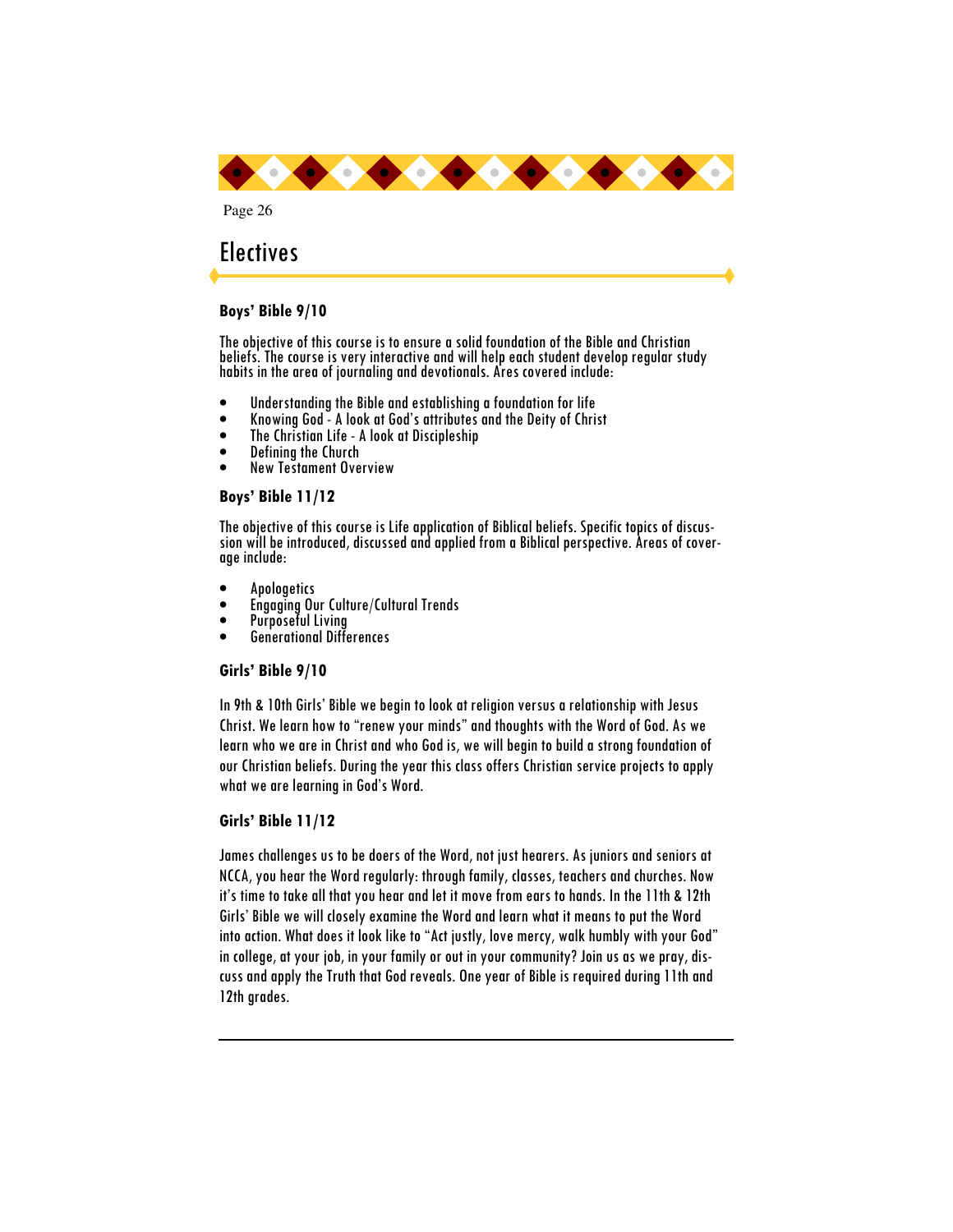# Electives

### Boys' Bible 9/10

The objective of this course is to ensure a solid foundation of the Bible and Christian beliefs. The course is very interactive and will help each student develop regular study habits in the area of journaling and devotionals. Ares covered include:

- Understanding the Bible and establishing a foundation for life
- Knowing God - A look at God's attributes and the Deity of Christ
- The Christian Life - A look at Discipleship
- Defining the Church
- New Testament Overview

### Boys' Bible 11/12

The objective of this course is Life application of Biblical beliefs. Specific topics of discussion will be introduced, discussed and applied from a Biblical perspective. Areas of coverage include:

- Apologetics
- Engaging Our Culture/Cultural Trends
- Purposeful Living
- Generational Differences

### Girls' Bible 9/10

In 9th & 10th Girls' Bible we begin to look at religion versus a relationship with Jesus Christ. We learn how to "renew your minds" and thoughts with the Word of God. As we learn who we are in Christ and who God is, we will begin to build a strong foundation of our Christian beliefs. During the year this class offers Christian service projects to apply what we are learning in God's Word.

### Girls' Bible 11/12

James challenges us to be doers of the Word, not just hearers. As juniors and seniors at NCCA, you hear the Word regularly: through family, classes, teachers and churches. Now it's time to take all that you hear and let it move from ears to hands. In the 11th & 12th Girls' Bible we will closely examine the Word and learn what it means to put the Word into action. What does it look like to "Act justly, love mercy, walk humbly with your God" in college, at your job, in your family or out in your community? Join us as we pray, discuss and apply the Truth that God reveals. One year of Bible is required during 11th and 12th grades.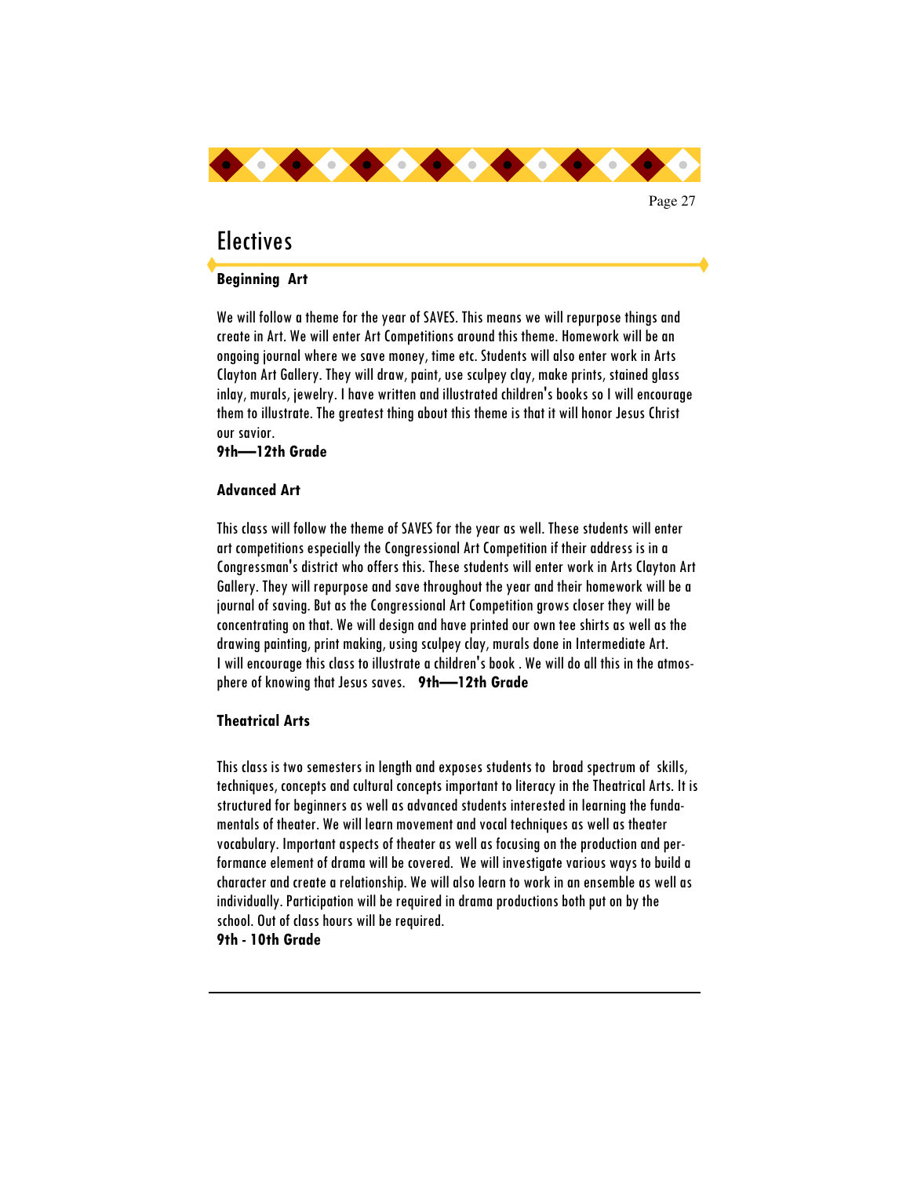# Electives

**Beginning Art**

We will follow a theme for the year of SAVES. This means we will repurpose things and create in Art. We will enter Art Competitions around this theme. Homework will be an ongoing journal where we save money, time etc. Students will also enter work in Arts Clayton Art Gallery. They will draw, paint, use sculpey clay, make prints, stained glass inlay, murals, jewelry. I have written and illustrated children's books so I will encourage them to illustrate. The greatest thing about this theme is that it will honor Jesus Christ our savior.

**9th—12th Grade**

**Advanced Art**

This class will follow the theme of SAVES for the year as well. These students will enter art competitions especially the Congressional Art Competition if their address is in a Congressman's district who offers this. These students will enter work in Arts Clayton Art Gallery. They will repurpose and save throughout the year and their homework will be a journal of saving. But as the Congressional Art Competition grows closer they will be concentrating on that. We will design and have printed our own tee shirts as well as the drawing painting, print making, using sculpey clay, murals done in Intermediate Art. I will encourage this class to illustrate a children's book . We will do all this in the atmosphere of knowing that Jesus saves. **9th—12th Grade**

**Theatrical Arts**

This class is two semesters in length and exposes students to broad spectrum of skills, techniques, concepts and cultural concepts important to literacy in the Theatrical Arts. It is structured for beginners as well as advanced students interested in learning the fundamentals of theater. We will learn movement and vocal techniques as well as theater vocabulary. Important aspects of theater as well as focusing on the production and performance element of drama will be covered. We will investigate various ways to build a character and create a relationship. We will also learn to work in an ensemble as well as individually. Participation will be required in drama productions both put on by the school. Out of class hours will be required.

**9th - 10th Grade**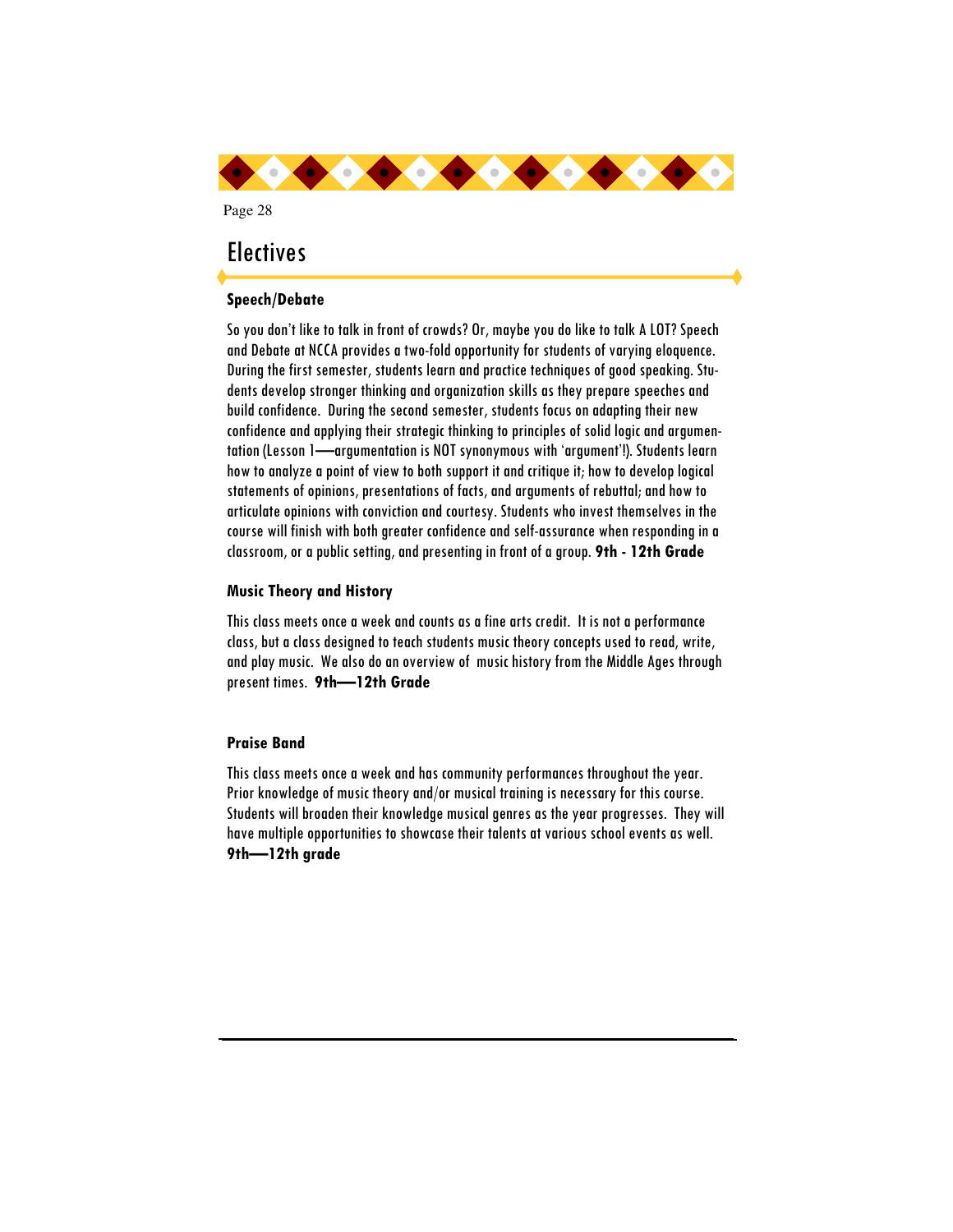# Electives

### Speech/Debate

So you don't like to talk in front of crowds? Or, maybe you do like to talk A LOT? Speech and Debate at NCCA provides a two-fold opportunity for students of varying eloquence. During the first semester, students learn and practice techniques of good speaking. Students develop stronger thinking and organization skills as they prepare speeches and build confidence. During the second semester, students focus on adapting their new confidence and applying their strategic thinking to principles of solid logic and argumentation (Lesson 1—argumentation is NOT synonymous with 'argument'!). Students learn how to analyze a point of view to both support it and critique it; how to develop logical statements of opinions, presentations of facts, and arguments of rebuttal; and how to articulate opinions with conviction and courtesy. Students who invest themselves in the course will finish with both greater confidence and self-assurance when responding in a classroom, or a public setting, and presenting in front of a group. **9th - 12th Grade**

### Music Theory and History

This class meets once a week and counts as a fine arts credit. It is not a performance class, but a class designed to teach students music theory concepts used to read, write, and play music. We also do an overview of music history from the Middle Ages through present times. **9th—12th Grade**

### Praise Band

This class meets once a week and has community performances throughout the year. Prior knowledge of music theory and/or musical training is necessary for this course. Students will broaden their knowledge musical genres as the year progresses. They will have multiple opportunities to showcase their talents at various school events as well. **9th—12th grade**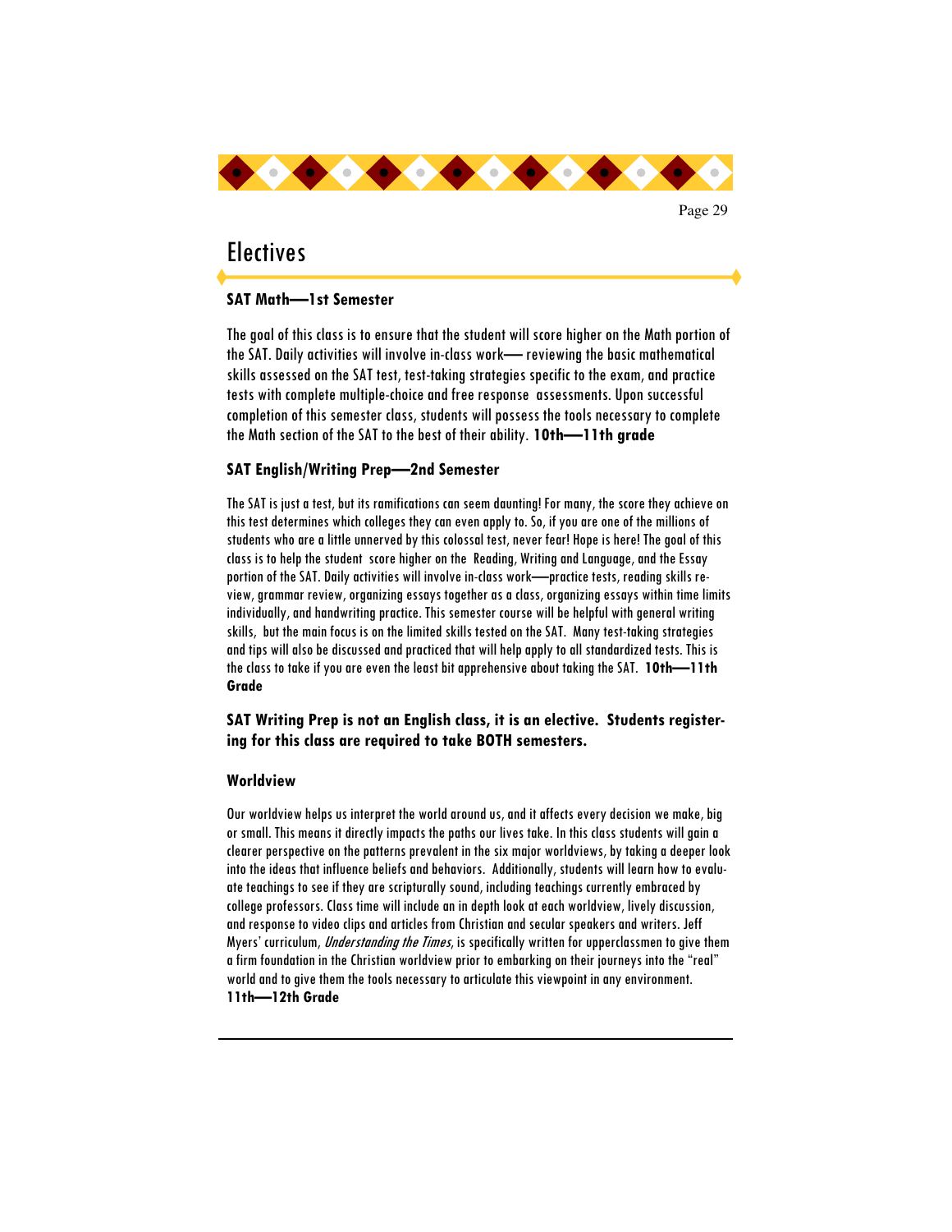# Electives

### SAT Math—1st Semester

The goal of this class is to ensure that the student will score higher on the Math portion of the SAT. Daily activities will involve in-class work— reviewing the basic mathematical skills assessed on the SAT test, test-taking strategies specific to the exam, and practice tests with complete multiple-choice and free response assessments. Upon successful completion of this semester class, students will possess the tools necessary to complete the Math section of the SAT to the best of their ability. **10th—11th grade**

### SAT English/Writing Prep—2nd Semester

The SAT is just a test, but its ramifications can seem daunting! For many, the score they achieve on this test determines which colleges they can even apply to. So, if you are one of the millions of students who are a little unnerved by this colossal test, never fear! Hope is here! The goal of this class is to help the student score higher on the Reading, Writing and Language, and the Essay portion of the SAT. Daily activities will involve in-class work—practice tests, reading skills review, grammar review, organizing essays together as a class, organizing essays within time limits individually, and handwriting practice. This semester course will be helpful with general writing skills, but the main focus is on the limited skills tested on the SAT. Many test-taking strategies and tips will also be discussed and practiced that will help apply to all standardized tests. This is the class to take if you are even the least bit apprehensive about taking the SAT. **10th—11th Grade**

**SAT Writing Prep is not an English class, it is an elective. Students registering for this class are required to take BOTH semesters.**

### Worldview

Our worldview helps us interpret the world around us, and it affects every decision we make, big or small. This means it directly impacts the paths our lives take. In this class students will gain a clearer perspective on the patterns prevalent in the six major worldviews, by taking a deeper look into the ideas that influence beliefs and behaviors. Additionally, students will learn how to evaluate teachings to see if they are scripturally sound, including teachings currently embraced by college professors. Class time will include an in depth look at each worldview, lively discussion, and response to video clips and articles from Christian and secular speakers and writers. Jeff Myers' curriculum, *Understanding the Times*, is specifically written for upperclassmen to give them a firm foundation in the Christian worldview prior to embarking on their journeys into the "real" world and to give them the tools necessary to articulate this viewpoint in any environment.
**11th—12th Grade**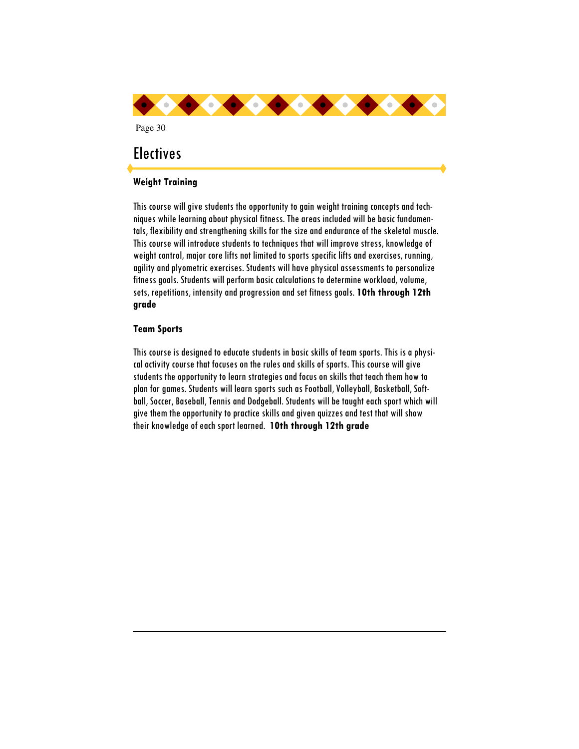# Electives

### Weight Training

This course will give students the opportunity to gain weight training concepts and techniques while learning about physical fitness. The areas included will be basic fundamentals, flexibility and strengthening skills for the size and endurance of the skeletal muscle. This course will introduce students to techniques that will improve stress, knowledge of weight control, major core lifts not limited to sports specific lifts and exercises, running, agility and plyometric exercises. Students will have physical assessments to personalize fitness goals. Students will perform basic calculations to determine workload, volume, sets, repetitions, intensity and progression and set fitness goals. **10th through 12th grade**

### Team Sports

This course is designed to educate students in basic skills of team sports. This is a physical activity course that focuses on the rules and skills of sports. This course will give students the opportunity to learn strategies and focus on skills that teach them how to plan for games. Students will learn sports such as Football, Volleyball, Basketball, Softball, Soccer, Baseball, Tennis and Dodgeball. Students will be taught each sport which will give them the opportunity to practice skills and given quizzes and test that will show their knowledge of each sport learned. **10th through 12th grade**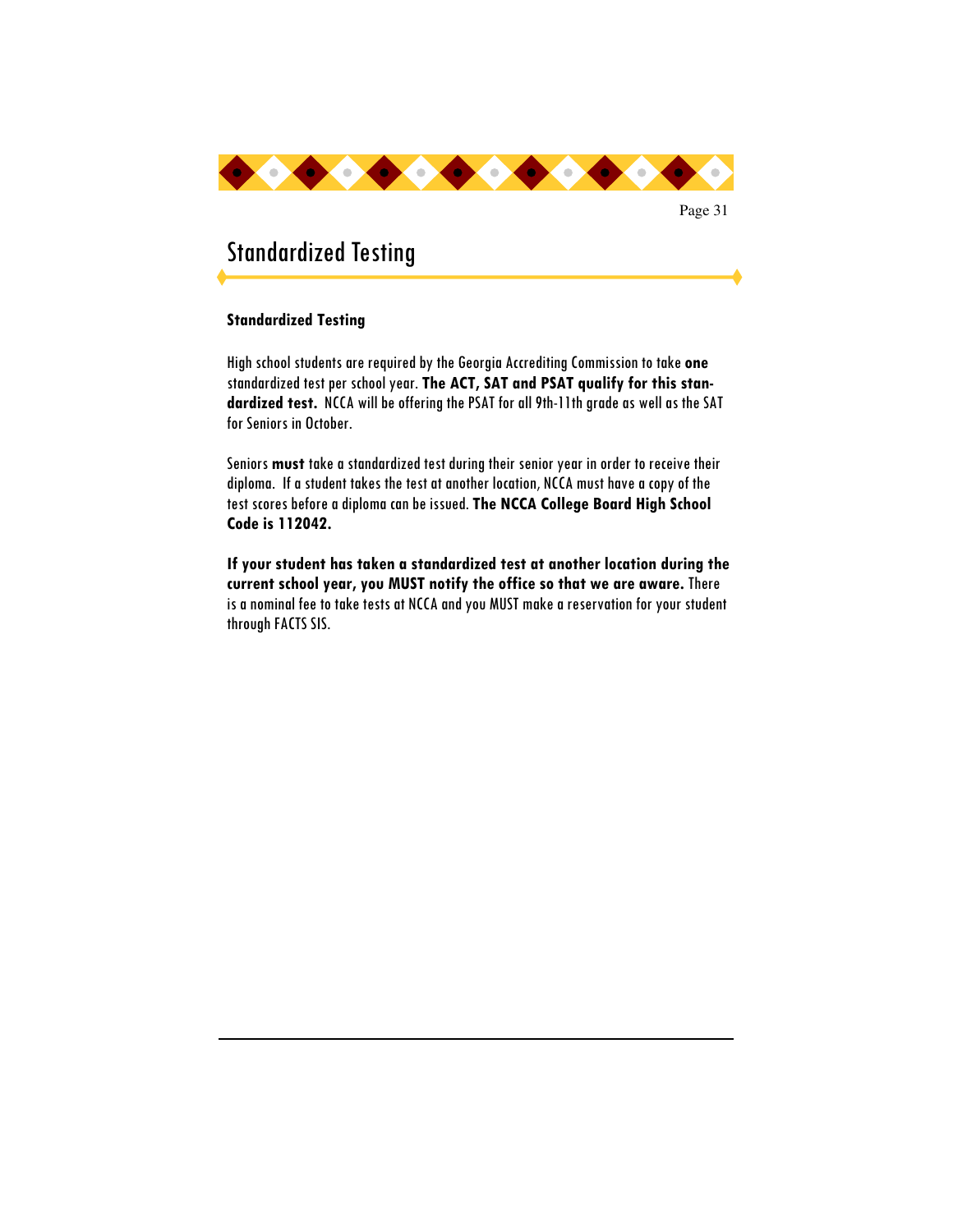# Standardized Testing

**Standardized Testing**

High school students are required by the Georgia Accrediting Commission to take **one** standardized test per school year. **The ACT, SAT and PSAT qualify for this standardized test.** NCCA will be offering the PSAT for all 9th-11th grade as well as the SAT for Seniors in October.

Seniors **must** take a standardized test during their senior year in order to receive their diploma. If a student takes the test at another location, NCCA must have a copy of the test scores before a diploma can be issued. **The NCCA College Board High School Code is 112042.**

**If your student has taken a standardized test at another location during the current school year, you MUST notify the office so that we are aware.** There is a nominal fee to take tests at NCCA and you MUST make a reservation for your student through FACTS SIS.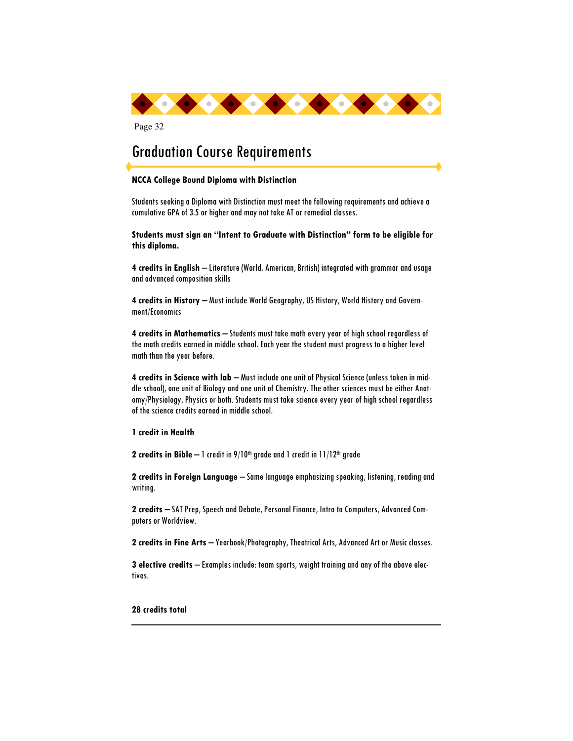# Graduation Course Requirements

**NCCA College Bound Diploma with Distinction**

Students seeking a Diploma with Distinction must meet the following requirements and achieve a cumulative GPA of 3.5 or higher and may not take AT or remedial classes.

**Students must sign an "Intent to Graduate with Distinction" form to be eligible for this diploma.**

**4 credits in English** – Literature (World, American, British) integrated with grammar and usage and advanced composition skills

**4 credits in History** – Must include World Geography, US History, World History and Government/Economics

**4 credits in Mathematics** – Students must take math every year of high school regardless of the math credits earned in middle school. Each year the student must progress to a higher level math than the year before.

**4 credits in Science with lab** – Must include one unit of Physical Science (unless taken in middle school), one unit of Biology and one unit of Chemistry. The other sciences must be either Anatomy/Physiology, Physics or both. Students must take science every year of high school regardless of the science credits earned in middle school.

**1 credit in Health**

**2 credits in Bible** – 1 credit in 9/10th grade and 1 credit in 11/12th grade

**2 credits in Foreign Language** – Same language emphasizing speaking, listening, reading and writing.

**2 credits** – SAT Prep, Speech and Debate, Personal Finance, Intro to Computers, Advanced Computers or Worldview.

**2 credits in Fine Arts** – Yearbook/Photography, Theatrical Arts, Advanced Art or Music classes.

**3 elective credits** – Examples include: team sports, weight training and any of the above electives.

**28 credits total**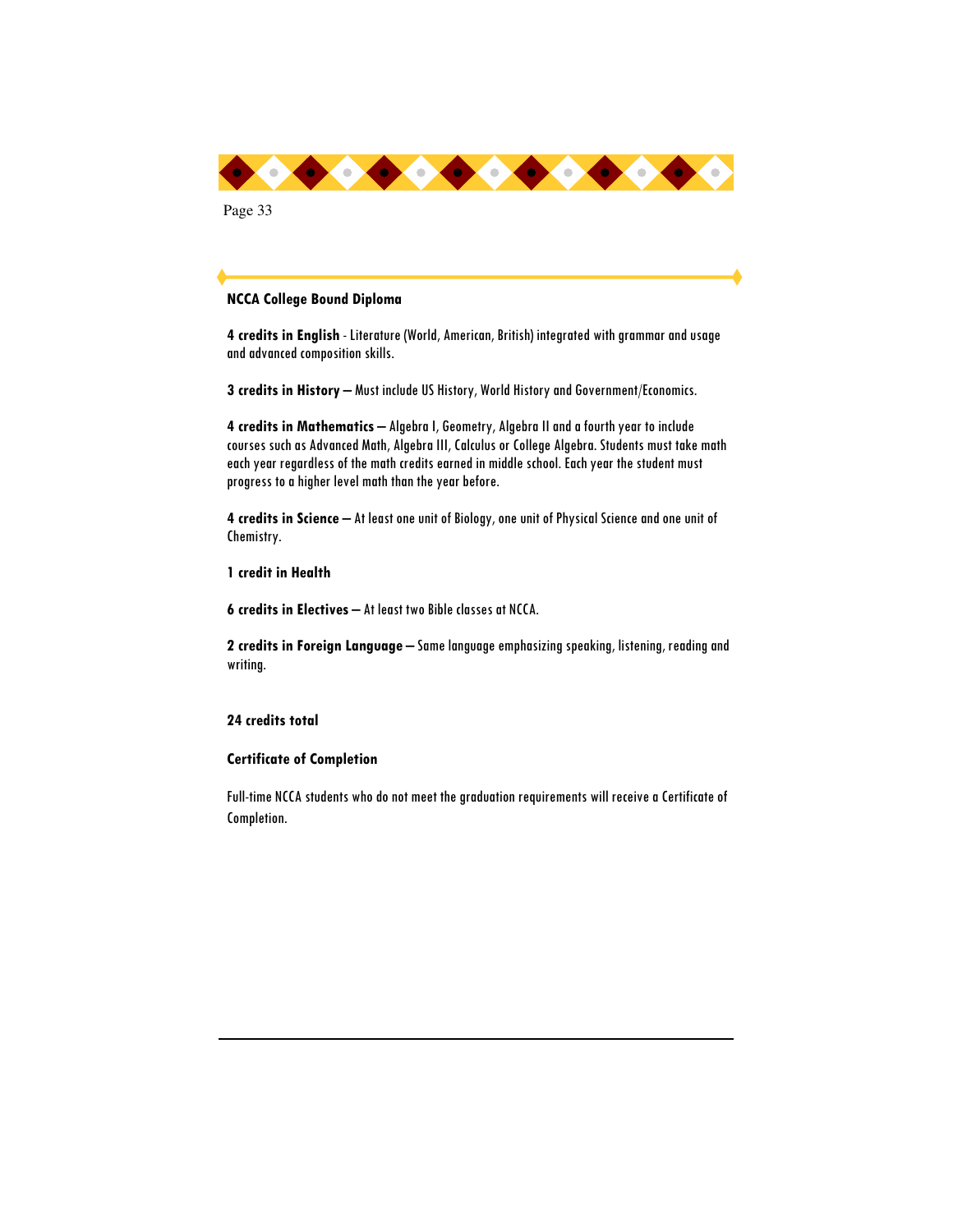## NCCA College Bound Diploma

**4 credits in English** - Literature (World, American, British) integrated with grammar and usage and advanced composition skills.

**3 credits in History** – Must include US History, World History and Government/Economics.

**4 credits in Mathematics** – Algebra I, Geometry, Algebra II and a fourth year to include courses such as Advanced Math, Algebra III, Calculus or College Algebra. Students must take math each year regardless of the math credits earned in middle school. Each year the student must progress to a higher level math than the year before.

**4 credits in Science** – At least one unit of Biology, one unit of Physical Science and one unit of Chemistry.

**1 credit in Health**

**6 credits in Electives** – At least two Bible classes at NCCA.

**2 credits in Foreign Language** – Same language emphasizing speaking, listening, reading and writing.

**24 credits total**

## Certificate of Completion

Full-time NCCA students who do not meet the graduation requirements will receive a Certificate of Completion.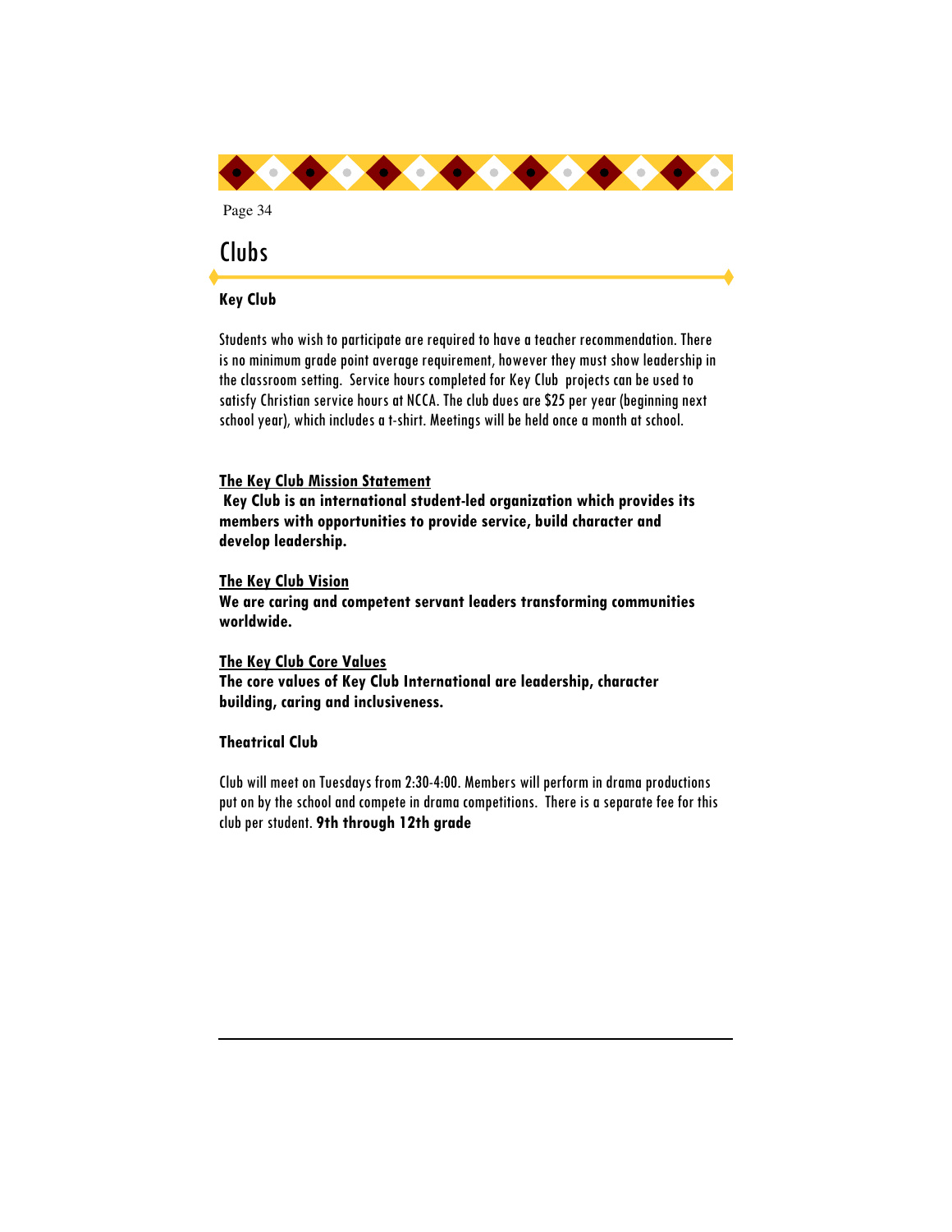# Clubs

### Key Club

Students who wish to participate are required to have a teacher recommendation. There is no minimum grade point average requirement, however they must show leadership in the classroom setting. Service hours completed for Key Club projects can be used to satisfy Christian service hours at NCCA. The club dues are $25 per year (beginning next school year), which includes a t-shirt. Meetings will be held once a month at school.

**<u>The Key Club Mission Statement</u>**
**Key Club is an international student-led organization which provides its members with opportunities to provide service, build character and develop leadership.**

**<u>The Key Club Vision</u>**
**We are caring and competent servant leaders transforming communities worldwide.**

**<u>The Key Club Core Values</u>**
**The core values of Key Club International are leadership, character building, caring and inclusiveness.**

### Theatrical Club

Club will meet on Tuesdays from 2:30-4:00. Members will perform in drama productions put on by the school and compete in drama competitions. There is a separate fee for this club per student. **9th through 12th grade**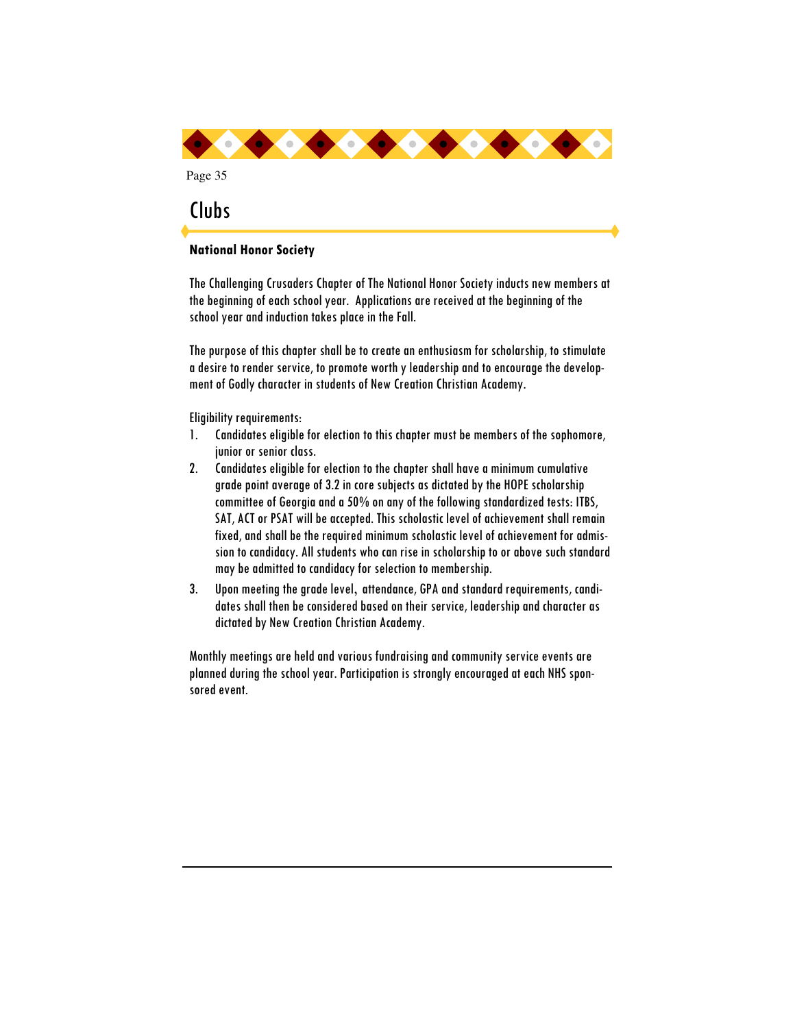# Clubs

**National Honor Society**

The Challenging Crusaders Chapter of The National Honor Society inducts new members at the beginning of each school year. Applications are received at the beginning of the school year and induction takes place in the Fall.

The purpose of this chapter shall be to create an enthusiasm for scholarship, to stimulate a desire to render service, to promote worth y leadership and to encourage the development of Godly character in students of New Creation Christian Academy.

Eligibility requirements:

1. Candidates eligible for election to this chapter must be members of the sophomore, junior or senior class.
2. Candidates eligible for election to the chapter shall have a minimum cumulative grade point average of 3.2 in core subjects as dictated by the HOPE scholarship committee of Georgia and a 50% on any of the following standardized tests: ITBS, SAT, ACT or PSAT will be accepted. This scholastic level of achievement shall remain fixed, and shall be the required minimum scholastic level of achievement for admission to candidacy. All students who can rise in scholarship to or above such standard may be admitted to candidacy for selection to membership.
3. Upon meeting the grade level, attendance, GPA and standard requirements, candidates shall then be considered based on their service, leadership and character as dictated by New Creation Christian Academy.

Monthly meetings are held and various fundraising and community service events are planned during the school year. Participation is strongly encouraged at each NHS sponsored event.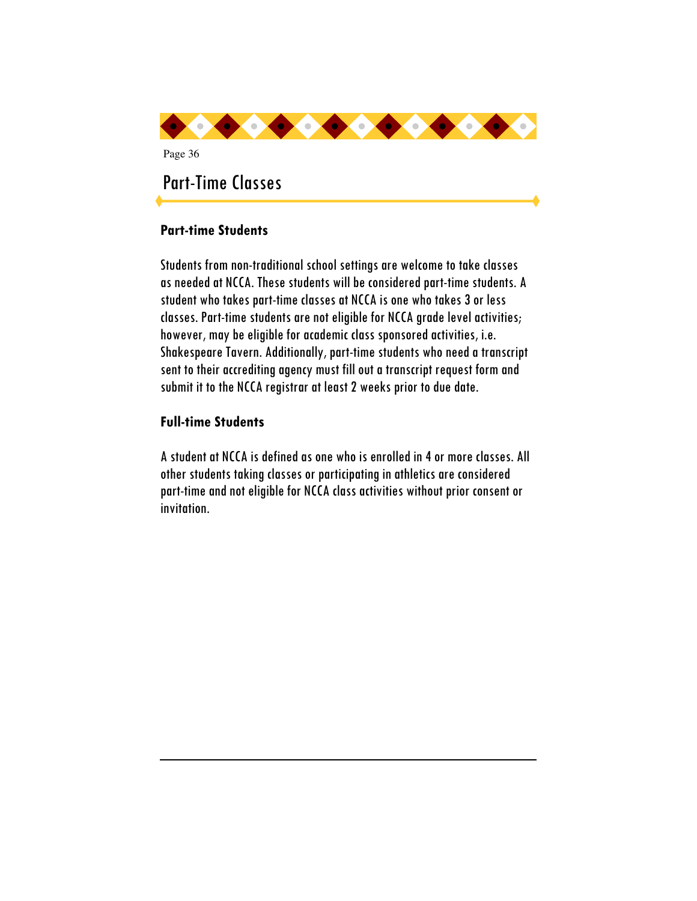# Part-Time Classes

### Part-time Students

Students from non-traditional school settings are welcome to take classes as needed at NCCA. These students will be considered part-time students. A student who takes part-time classes at NCCA is one who takes 3 or less classes. Part-time students are not eligible for NCCA grade level activities; however, may be eligible for academic class sponsored activities, i.e. Shakespeare Tavern. Additionally, part-time students who need a transcript sent to their accrediting agency must fill out a transcript request form and submit it to the NCCA registrar at least 2 weeks prior to due date.

### Full-time Students

A student at NCCA is defined as one who is enrolled in 4 or more classes. All other students taking classes or participating in athletics are considered part-time and not eligible for NCCA class activities without prior consent or invitation.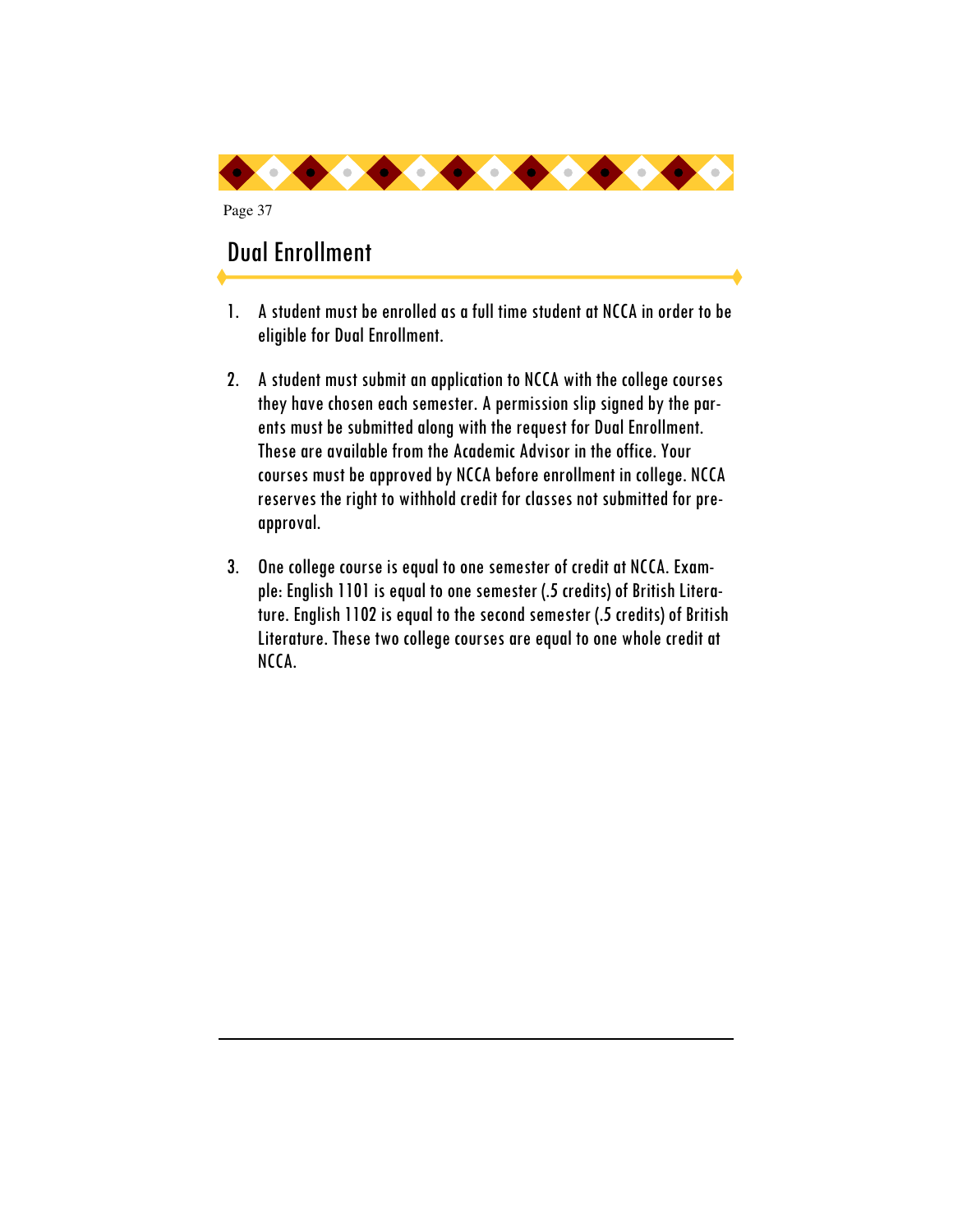## Dual Enrollment

1. A student must be enrolled as a full time student at NCCA in order to be eligible for Dual Enrollment.

2. A student must submit an application to NCCA with the college courses they have chosen each semester. A permission slip signed by the parents must be submitted along with the request for Dual Enrollment. These are available from the Academic Advisor in the office. Your courses must be approved by NCCA before enrollment in college. NCCA reserves the right to withhold credit for classes not submitted for pre-approval.

3. One college course is equal to one semester of credit at NCCA. Example: English 1101 is equal to one semester (.5 credits) of British Literature. English 1102 is equal to the second semester (.5 credits) of British Literature. These two college courses are equal to one whole credit at NCCA.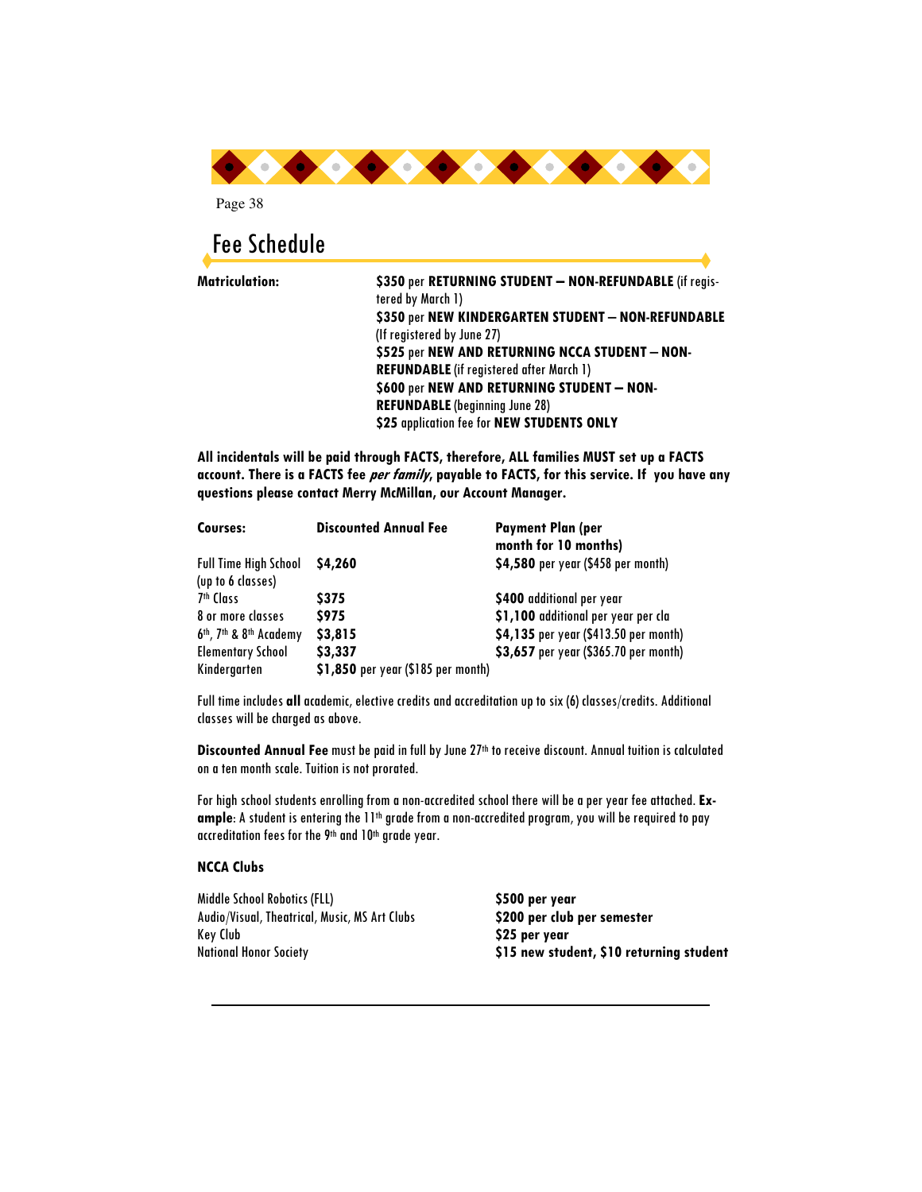# Fee Schedule

| | |
|---|---|
| **Matriculation:** | **$350** per **RETURNING STUDENT — NON-REFUNDABLE** (if registered by March 1) |
| | **$350** per **NEW KINDERGARTEN STUDENT — NON-REFUNDABLE** (If registered by June 27) |
| | **$525** per **NEW AND RETURNING NCCA STUDENT — NON-REFUNDABLE** (if registered after March 1) |
| | **$600** per **NEW AND RETURNING STUDENT — NON-REFUNDABLE** (beginning June 28) |
| | **$25** application fee for **NEW STUDENTS ONLY** |

**All incidentals will be paid through FACTS, therefore, ALL families MUST set up a FACTS account. There is a FACTS fee *per family*, payable to FACTS, for this service. If you have any questions please contact Merry McMillan, our Account Manager.**

| Courses: | Discounted Annual Fee | Payment Plan (per month for 10 months) |
|---|---|---|
| Full Time High School (up to 6 classes) | **$4,260** | **$4,580** per year ($458 per month) |
| 7th Class | **$375** | **$400** additional per year |
| 8 or more classes | **$975** | **$1,100** additional per year per cla |
| 6th, 7th & 8th Academy | **$3,815** | **$4,135** per year ($413.50 per month) |
| Elementary School | **$3,337** | **$3,657** per year ($365.70 per month) |
| Kindergarten | **$1,850** per year ($185 per month) | |

Full time includes **all** academic, elective credits and accreditation up to six (6) classes/credits. Additional classes will be charged as above.

**Discounted Annual Fee** must be paid in full by June 27th to receive discount. Annual tuition is calculated on a ten month scale. Tuition is not prorated.

For high school students enrolling from a non-accredited school there will be a per year fee attached. **Example**: A student is entering the 11th grade from a non-accredited program, you will be required to pay accreditation fees for the 9th and 10th grade year.

**NCCA Clubs**

| | |
|---|---|
| Middle School Robotics (FLL) | **$500 per year** |
| Audio/Visual, Theatrical, Music, MS Art Clubs | **$200 per club per semester** |
| Key Club | **$25 per year** |
| National Honor Society | **$15 new student, $10 returning student** |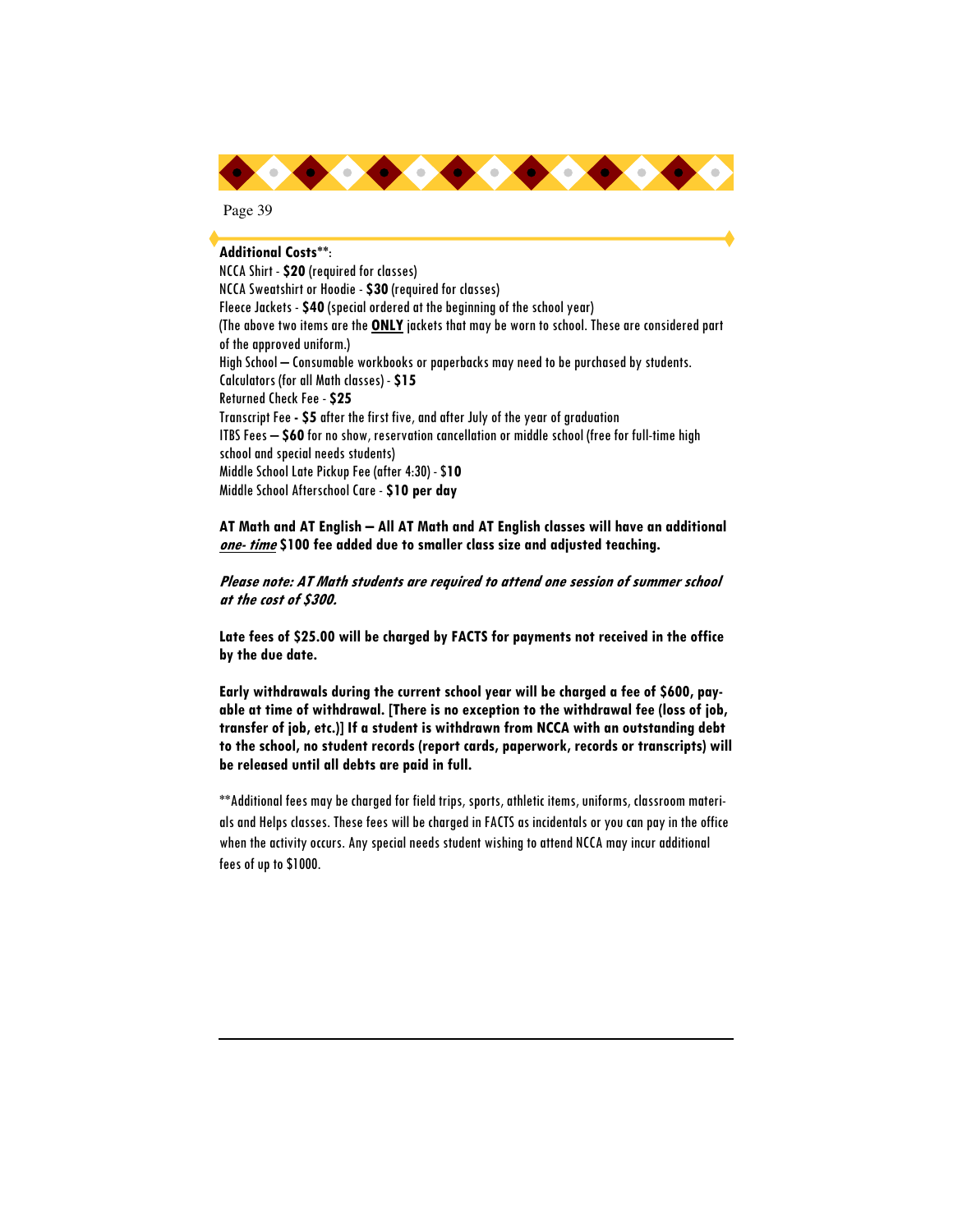**Additional Costs**\*\*:

NCCA Shirt - **$20** (required for classes)
NCCA Sweatshirt or Hoodie - **$30** (required for classes)
Fleece Jackets - **$40** (special ordered at the beginning of the school year)
(The above two items are the **ONLY** jackets that may be worn to school. These are considered part of the approved uniform.)
High School – Consumable workbooks or paperbacks may need to be purchased by students.
Calculators (for all Math classes) - **$15**
Returned Check Fee - **$25**
Transcript Fee **- $5** after the first five, and after July of the year of graduation
ITBS Fees – **$60** for no show, reservation cancellation or middle school (free for full-time high school and special needs students)
Middle School Late Pickup Fee (after 4:30) - $**10**
Middle School Afterschool Care - **$10 per day**

**AT Math and AT English – All AT Math and AT English classes will have an additional *one- time* $100 fee added due to smaller class size and adjusted teaching.**

***Please note: AT Math students are required to attend one session of summer school at the cost of $300.***

**Late fees of $25.00 will be charged by FACTS for payments not received in the office by the due date.**

**Early withdrawals during the current school year will be charged a fee of $600, payable at time of withdrawal. [There is no exception to the withdrawal fee (loss of job, transfer of job, etc.)] If a student is withdrawn from NCCA with an outstanding debt to the school, no student records (report cards, paperwork, records or transcripts) will be released until all debts are paid in full.**

\*\*Additional fees may be charged for field trips, sports, athletic items, uniforms, classroom materials and Helps classes. These fees will be charged in FACTS as incidentals or you can pay in the office when the activity occurs. Any special needs student wishing to attend NCCA may incur additional fees of up to $1000.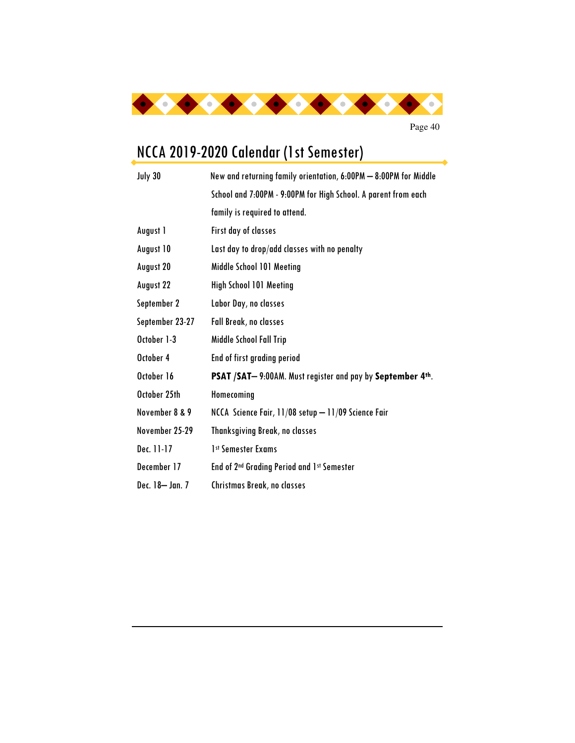# NCCA 2019-2020 Calendar (1st Semester)

| | |
|---|---|
| July 30 | New and returning family orientation, 6:00PM – 8:00PM for Middle School and 7:00PM - 9:00PM for High School. A parent from each family is required to attend. |
| August 1 | First day of classes |
| August 10 | Last day to drop/add classes with no penalty |
| August 20 | Middle School 101 Meeting |
| August 22 | High School 101 Meeting |
| September 2 | Labor Day, no classes |
| September 23-27 | Fall Break, no classes |
| October 1-3 | Middle School Fall Trip |
| October 4 | End of first grading period |
| October 16 | **PSAT /SAT–** 9:00AM. Must register and pay by **September 4th**. |
| October 25th | Homecoming |
| November 8 & 9 | NCCA Science Fair, 11/08 setup – 11/09 Science Fair |
| November 25-29 | Thanksgiving Break, no classes |
| Dec. 11-17 | 1st Semester Exams |
| December 17 | End of 2nd Grading Period and 1st Semester |
| Dec. 18– Jan. 7 | Christmas Break, no classes |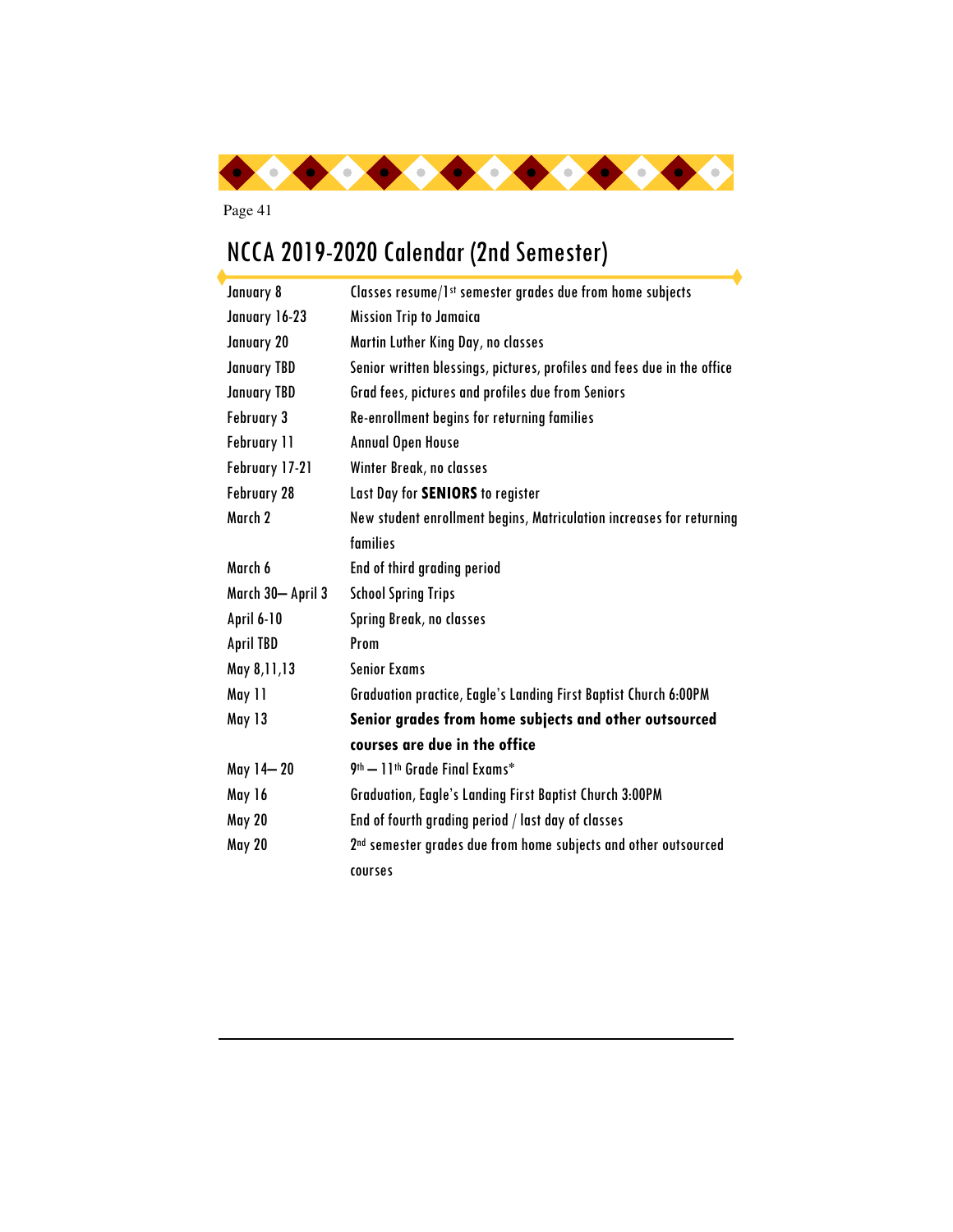# NCCA 2019-2020 Calendar (2nd Semester)

| | |
|---|---|
| January 8 | Classes resume/1st semester grades due from home subjects |
| January 16-23 | Mission Trip to Jamaica |
| January 20 | Martin Luther King Day, no classes |
| January TBD | Senior written blessings, pictures, profiles and fees due in the office |
| January TBD | Grad fees, pictures and profiles due from Seniors |
| February 3 | Re-enrollment begins for returning families |
| February 11 | Annual Open House |
| February 17-21 | Winter Break, no classes |
| February 28 | Last Day for **SENIORS** to register |
| March 2 | New student enrollment begins, Matriculation increases for returning families |
| March 6 | End of third grading period |
| March 30— April 3 | School Spring Trips |
| April 6-10 | Spring Break, no classes |
| April TBD | Prom |
| May 8,11,13 | Senior Exams |
| May 11 | Graduation practice, Eagle's Landing First Baptist Church 6:00PM |
| May 13 | **Senior grades from home subjects and other outsourced courses are due in the office** |
| May 14— 20 | 9th — 11th Grade Final Exams* |
| May 16 | Graduation, Eagle's Landing First Baptist Church 3:00PM |
| May 20 | End of fourth grading period / last day of classes |
| May 20 | 2nd semester grades due from home subjects and other outsourced courses |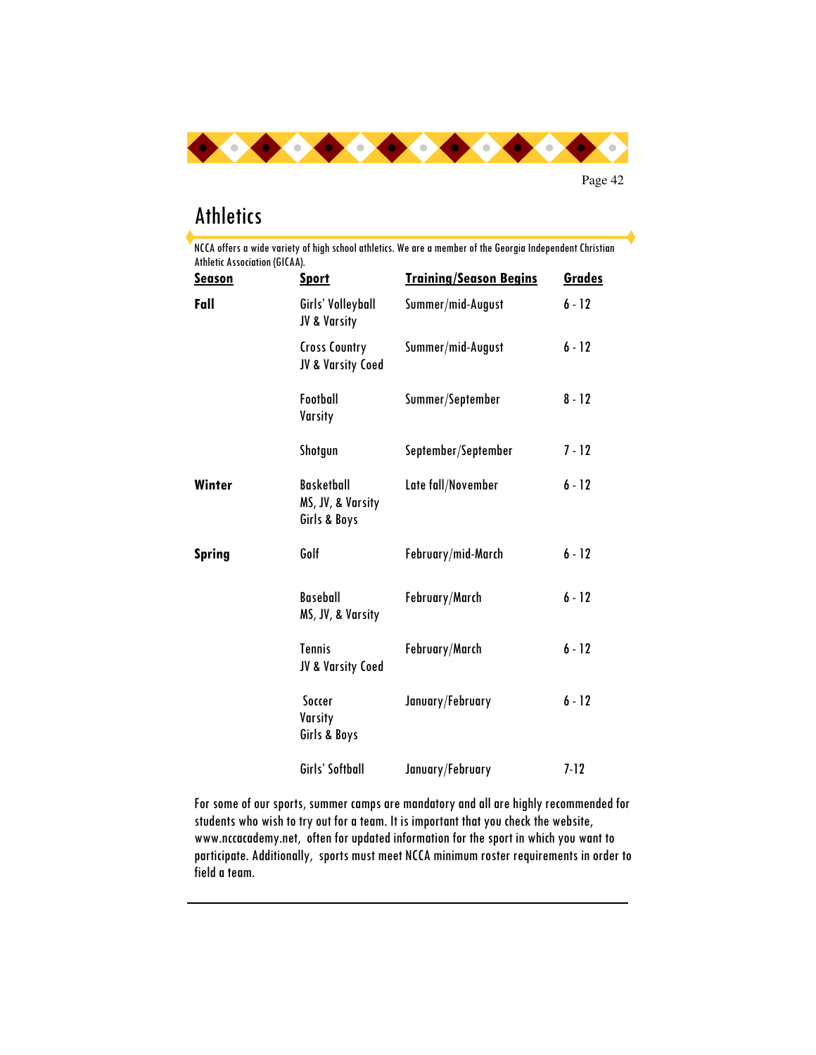# Athletics

NCCA offers a wide variety of high school athletics. We are a member of the Georgia Independent Christian Athletic Association (GICAA).

| Season | Sport | Training/Season Begins | Grades |
|---|---|---|---|
| **Fall** | Girls' Volleyball JV & Varsity | Summer/mid-August | 6 - 12 |
| | Cross Country JV & Varsity Coed | Summer/mid-August | 6 - 12 |
| | Football Varsity | Summer/September | 8 - 12 |
| | Shotgun | September/September | 7 - 12 |
| **Winter** | Basketball MS, JV, & Varsity Girls & Boys | Late fall/November | 6 - 12 |
| **Spring** | Golf | February/mid-March | 6 - 12 |
| | Baseball MS, JV, & Varsity | February/March | 6 - 12 |
| | Tennis JV & Varsity Coed | February/March | 6 - 12 |
| | Soccer Varsity Girls & Boys | January/February | 6 - 12 |
| | Girls' Softball | January/February | 7-12 |

For some of our sports, summer camps are mandatory and all are highly recommended for students who wish to try out for a team. It is important that you check the website, www.nccacademy.net, often for updated information for the sport in which you want to participate. Additionally, sports must meet NCCA minimum roster requirements in order to field a team.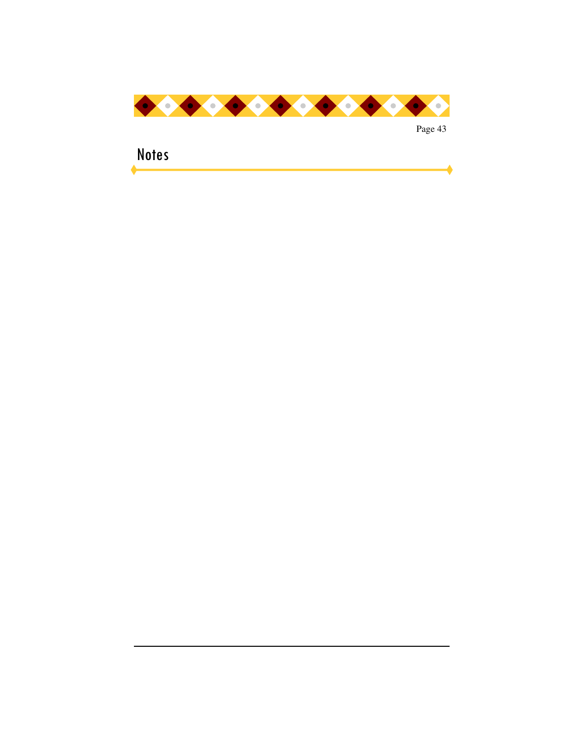# Notes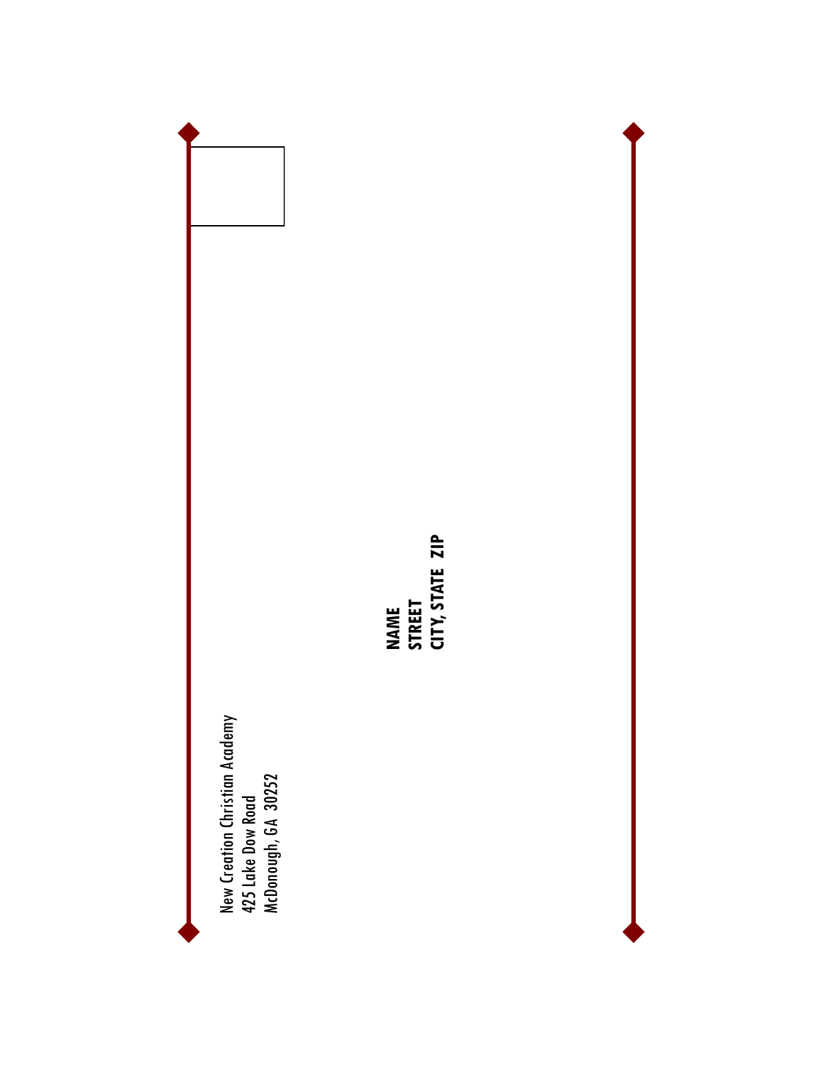New Creation Christian Academy
425 Lake Dow Road
McDonough, GA 30252

**NAME**
**STREET**
**CITY, STATE ZIP**